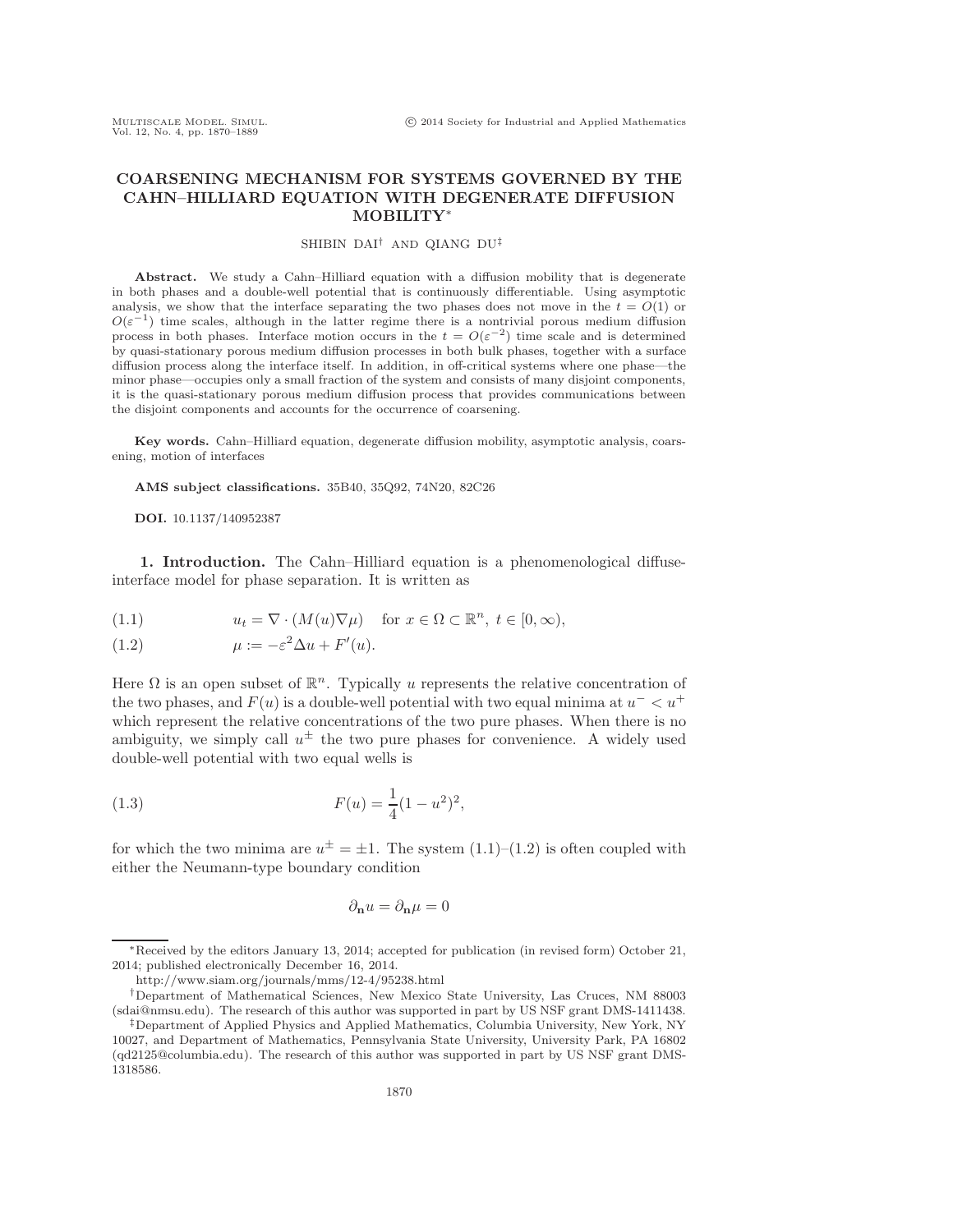# COARSENING MECHANISM FOR SYSTEMS GOVERNED BY THE CAHN–HILLIARD EQUATION WITH DEGENERATE DIFFUSION MOBILITY*

SHIBIN DAI[†] AND QIANG DU[‡]

**Abstract.** We study a Cahn–Hilliard equation with a diffusion mobility that is degenerate in both phases and a double-well potential that is continuously differentiable. Using asymptotic analysis, we show that the interface separating the two phases does not move in the $t = O(1)$ or $O(\varepsilon^{-1})$ time scales, although in the latter regime there is a nontrivial porous medium diffusion process in both phases. Interface motion occurs in the $t = O(\varepsilon^{-2})$ time scale and is determined by quasi-stationary porous medium diffusion processes in both bulk phases, together with a surface diffusion process along the interface itself. In addition, in off-critical systems where one phase—the minor phase—occupies only a small fraction of the system and consists of many disjoint components, it is the quasi-stationary porous medium diffusion process that provides communications between the disjoint components and accounts for the occurrence of coarsening.

**Key words.** Cahn–Hilliard equation, degenerate diffusion mobility, asymptotic analysis, coarsening, motion of interfaces

**AMS subject classifications.** 35B40, 35Q92, 74N20, 82C26

**DOI.** 10.1137/140952387

## 1. Introduction.

The Cahn–Hilliard equation is a phenomenological diffuse-interface model for phase separation. It is written as

$$u_t = \nabla \cdot (M(u)\nabla\mu) \quad \text{for } x \in \Omega \subset \mathbb{R}^n,\ t \in [0, \infty), \tag{1.1}$$

$$\mu := -\varepsilon^2 \Delta u + F'(u). \tag{1.2}$$

Here $\Omega$ is an open subset of $\mathbb{R}^n$. Typically $u$ represents the relative concentration of the two phases, and $F(u)$ is a double-well potential with two equal minima at $u^- < u^+$ which represent the relative concentrations of the two pure phases. When there is no ambiguity, we simply call $u^\pm$ the two pure phases for convenience. A widely used double-well potential with two equal wells is

$$F(u) = \frac{1}{4}(1 - u^2)^2, \tag{1.3}$$

for which the two minima are $u^\pm = \pm 1$. The system (1.1)–(1.2) is often coupled with either the Neumann-type boundary condition

$$\partial_{\mathbf{n}} u = \partial_{\mathbf{n}} \mu = 0$$

---

*Received by the editors January 13, 2014; accepted for publication (in revised form) October 21, 2014; published electronically December 16, 2014.
http://www.siam.org/journals/mms/12-4/95238.html

[†]Department of Mathematical Sciences, New Mexico State University, Las Cruces, NM 88003 (sdai@nmsu.edu). The research of this author was supported in part by US NSF grant DMS-1411438.

[‡]Department of Applied Physics and Applied Mathematics, Columbia University, New York, NY 10027, and Department of Mathematics, Pennsylvania State University, University Park, PA 16802 (qd2125@columbia.edu). The research of this author was supported in part by US NSF grant DMS-1318586.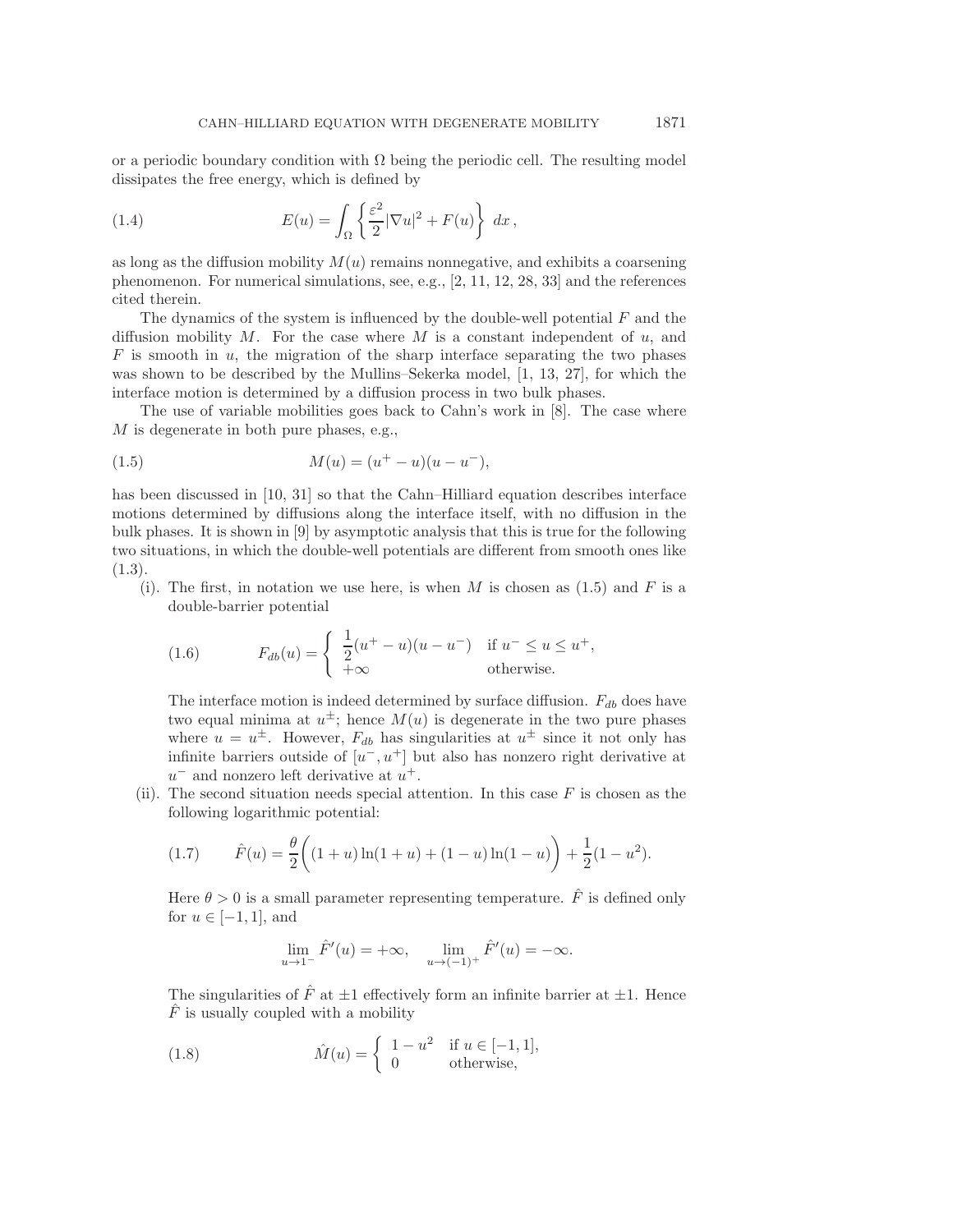or a periodic boundary condition with $\Omega$ being the periodic cell. The resulting model dissipates the free energy, which is defined by

$$E(u) = \int_\Omega \left\{ \frac{\varepsilon^2}{2}|\nabla u|^2 + F(u) \right\} \, dx \,, \tag{1.4}$$

as long as the diffusion mobility $M(u)$ remains nonnegative, and exhibits a coarsening phenomenon. For numerical simulations, see, e.g., [2, 11, 12, 28, 33] and the references cited therein.

The dynamics of the system is influenced by the double-well potential $F$ and the diffusion mobility $M$. For the case where $M$ is a constant independent of $u$, and $F$ is smooth in $u$, the migration of the sharp interface separating the two phases was shown to be described by the Mullins–Sekerka model, [1, 13, 27], for which the interface motion is determined by a diffusion process in two bulk phases.

The use of variable mobilities goes back to Cahn's work in [8]. The case where $M$ is degenerate in both pure phases, e.g.,

$$M(u) = (u^+ - u)(u - u^-), \tag{1.5}$$

has been discussed in [10, 31] so that the Cahn–Hilliard equation describes interface motions determined by diffusions along the interface itself, with no diffusion in the bulk phases. It is shown in [9] by asymptotic analysis that this is true for the following two situations, in which the double-well potentials are different from smooth ones like (1.3).

(i). The first, in notation we use here, is when $M$ is chosen as (1.5) and $F$ is a double-barrier potential

$$F_{db}(u) = \begin{cases} \dfrac{1}{2}(u^+ - u)(u - u^-) & \text{if } u^- \le u \le u^+, \\ +\infty & \text{otherwise.} \end{cases} \tag{1.6}$$

The interface motion is indeed determined by surface diffusion. $F_{db}$ does have two equal minima at $u^\pm$; hence $M(u)$ is degenerate in the two pure phases where $u = u^\pm$. However, $F_{db}$ has singularities at $u^\pm$ since it not only has infinite barriers outside of $[u^-, u^+]$ but also has nonzero right derivative at $u^-$ and nonzero left derivative at $u^+$.

(ii). The second situation needs special attention. In this case $F$ is chosen as the following logarithmic potential:

$$\hat{F}(u) = \frac{\theta}{2}\bigg( (1+u)\ln(1+u) + (1-u)\ln(1-u) \bigg) + \frac{1}{2}(1-u^2). \tag{1.7}$$

Here $\theta > 0$ is a small parameter representing temperature. $\hat{F}$ is defined only for $u \in [-1, 1]$, and

$$\lim_{u \to 1^-} \hat{F}'(u) = +\infty, \quad \lim_{u \to (-1)^+} \hat{F}'(u) = -\infty.$$

The singularities of $\hat{F}$ at $\pm 1$ effectively form an infinite barrier at $\pm 1$. Hence $\hat{F}$ is usually coupled with a mobility

$$\hat{M}(u) = \begin{cases} 1 - u^2 & \text{if } u \in [-1, 1], \\ 0 & \text{otherwise,} \end{cases} \tag{1.8}$$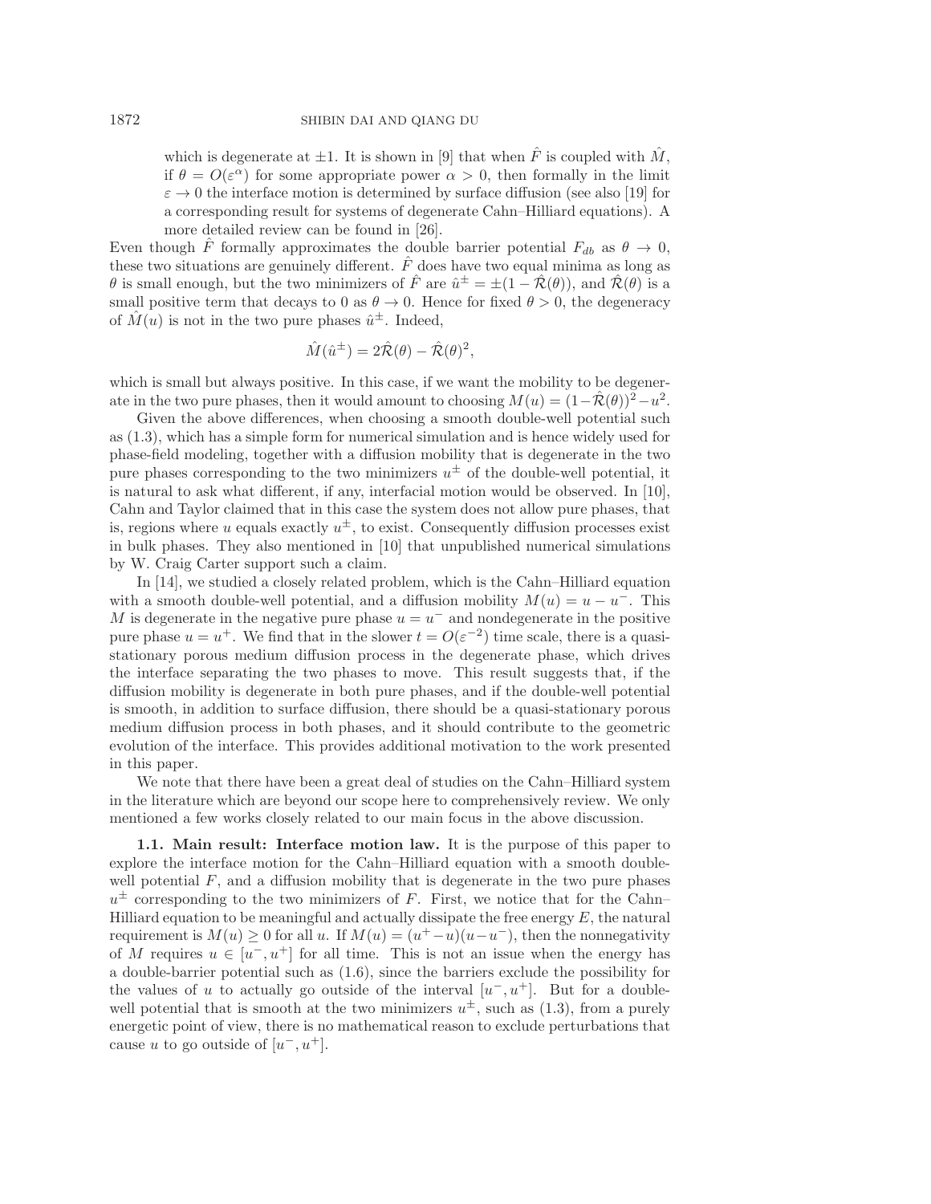which is degenerate at $\pm 1$. It is shown in [9] that when $\hat{F}$ is coupled with $\hat{M}$, if $\theta = O(\varepsilon^\alpha)$ for some appropriate power $\alpha > 0$, then formally in the limit $\varepsilon \to 0$ the interface motion is determined by surface diffusion (see also [19] for a corresponding result for systems of degenerate Cahn–Hilliard equations). A more detailed review can be found in [26].

Even though $\hat{F}$ formally approximates the double barrier potential $F_{db}$ as $\theta \to 0$, these two situations are genuinely different. $\hat{F}$ does have two equal minima as long as $\theta$ is small enough, but the two minimizers of $\hat{F}$ are $\hat{u}^\pm = \pm(1 - \hat{\mathcal{R}}(\theta))$, and $\hat{\mathcal{R}}(\theta)$ is a small positive term that decays to 0 as $\theta \to 0$. Hence for fixed $\theta > 0$, the degeneracy of $\hat{M}(u)$ is not in the two pure phases $\hat{u}^\pm$. Indeed,

$$\hat{M}(\hat{u}^\pm) = 2\hat{\mathcal{R}}(\theta) - \hat{\mathcal{R}}(\theta)^2,$$

which is small but always positive. In this case, if we want the mobility to be degenerate in the two pure phases, then it would amount to choosing $M(u) = (1 - \hat{\mathcal{R}}(\theta))^2 - u^2$.

Given the above differences, when choosing a smooth double-well potential such as (1.3), which has a simple form for numerical simulation and is hence widely used for phase-field modeling, together with a diffusion mobility that is degenerate in the two pure phases corresponding to the two minimizers $u^\pm$ of the double-well potential, it is natural to ask what different, if any, interfacial motion would be observed. In [10], Cahn and Taylor claimed that in this case the system does not allow pure phases, that is, regions where $u$ equals exactly $u^\pm$, to exist. Consequently diffusion processes exist in bulk phases. They also mentioned in [10] that unpublished numerical simulations by W. Craig Carter support such a claim.

In [14], we studied a closely related problem, which is the Cahn–Hilliard equation with a smooth double-well potential, and a diffusion mobility $M(u) = u - u^-$. This $M$ is degenerate in the negative pure phase $u = u^-$ and nondegenerate in the positive pure phase $u = u^+$. We find that in the slower $t = O(\varepsilon^{-2})$ time scale, there is a quasi-stationary porous medium diffusion process in the degenerate phase, which drives the interface separating the two phases to move. This result suggests that, if the diffusion mobility is degenerate in both pure phases, and if the double-well potential is smooth, in addition to surface diffusion, there should be a quasi-stationary porous medium diffusion process in both phases, and it should contribute to the geometric evolution of the interface. This provides additional motivation to the work presented in this paper.

We note that there have been a great deal of studies on the Cahn–Hilliard system in the literature which are beyond our scope here to comprehensively review. We only mentioned a few works closely related to our main focus in the above discussion.

### 1.1. Main result: Interface motion law.

It is the purpose of this paper to explore the interface motion for the Cahn–Hilliard equation with a smooth double-well potential $F$, and a diffusion mobility that is degenerate in the two pure phases $u^\pm$ corresponding to the two minimizers of $F$. First, we notice that for the Cahn–Hilliard equation to be meaningful and actually dissipate the free energy $E$, the natural requirement is $M(u) \geq 0$ for all $u$. If $M(u) = (u^+ - u)(u - u^-)$, then the nonnegativity of $M$ requires $u \in [u^-, u^+]$ for all time. This is not an issue when the energy has a double-barrier potential such as (1.6), since the barriers exclude the possibility for the values of $u$ to actually go outside of the interval $[u^-, u^+]$. But for a double-well potential that is smooth at the two minimizers $u^\pm$, such as (1.3), from a purely energetic point of view, there is no mathematical reason to exclude perturbations that cause $u$ to go outside of $[u^-, u^+]$.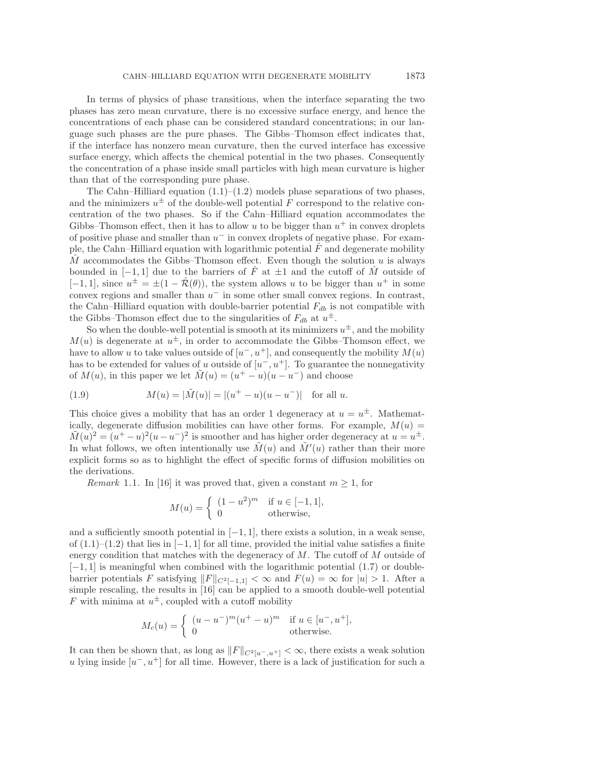In terms of physics of phase transitions, when the interface separating the two phases has zero mean curvature, there is no excessive surface energy, and hence the concentrations of each phase can be considered standard concentrations; in our language such phases are the pure phases. The Gibbs–Thomson effect indicates that, if the interface has nonzero mean curvature, then the curved interface has excessive surface energy, which affects the chemical potential in the two phases. Consequently the concentration of a phase inside small particles with high mean curvature is higher than that of the corresponding pure phase.

The Cahn–Hilliard equation (1.1)–(1.2) models phase separations of two phases, and the minimizers $u^{\pm}$ of the double-well potential $F$ correspond to the relative concentration of the two phases. So if the Cahn–Hilliard equation accommodates the Gibbs–Thomson effect, then it has to allow $u$ to be bigger than $u^+$ in convex droplets of positive phase and smaller than $u^-$ in convex droplets of negative phase. For example, the Cahn–Hilliard equation with logarithmic potential $\hat{F}$ and degenerate mobility $\hat{M}$ accommodates the Gibbs–Thomson effect. Even though the solution $u$ is always bounded in $[-1, 1]$ due to the barriers of $\hat{F}$ at $\pm 1$ and the cutoff of $\hat{M}$ outside of $[-1, 1]$, since $u^{\pm} = \pm(1 - \hat{\mathcal{R}}(\theta))$, the system allows $u$ to be bigger than $u^+$ in some convex regions and smaller than $u^-$ in some other small convex regions. In contrast, the Cahn–Hilliard equation with double-barrier potential $F_{db}$ is not compatible with the Gibbs–Thomson effect due to the singularities of $F_{db}$ at $u^{\pm}$.

So when the double-well potential is smooth at its minimizers $u^{\pm}$, and the mobility $M(u)$ is degenerate at $u^{\pm}$, in order to accommodate the Gibbs–Thomson effect, we have to allow $u$ to take values outside of $[u^-, u^+]$, and consequently the mobility $M(u)$ has to be extended for values of $u$ outside of $[u^-, u^+]$. To guarantee the nonnegativity of $M(u)$, in this paper we let $\tilde{M}(u) = (u^+ - u)(u - u^-)$ and choose

$$M(u) = |\tilde{M}(u)| = |(u^+ - u)(u - u^-)| \quad \text{for all } u. \tag{1.9}$$

This choice gives a mobility that has an order 1 degeneracy at $u = u^{\pm}$. Mathematically, degenerate diffusion mobilities can have other forms. For example, $M(u) = \tilde{M}(u)^2 = (u^+ - u)^2(u - u^-)^2$ is smoother and has higher order degeneracy at $u = u^{\pm}$. In what follows, we often intentionally use $\tilde{M}(u)$ and $\tilde{M}'(u)$ rather than their more explicit forms so as to highlight the effect of specific forms of diffusion mobilities on the derivations.

*Remark* 1.1. In [16] it was proved that, given a constant $m \geq 1$, for

$$M(u) = \begin{cases} (1 - u^2)^m & \text{if } u \in [-1, 1], \\ 0 & \text{otherwise,} \end{cases}$$

and a sufficiently smooth potential in $[-1, 1]$, there exists a solution, in a weak sense, of (1.1)–(1.2) that lies in $[-1, 1]$ for all time, provided the initial value satisfies a finite energy condition that matches with the degeneracy of $M$. The cutoff of $M$ outside of $[-1, 1]$ is meaningful when combined with the logarithmic potential (1.7) or double-barrier potentials $F$ satisfying $\|F\|_{C^2[-1,1]} < \infty$ and $F(u) = \infty$ for $|u| > 1$. After a simple rescaling, the results in [16] can be applied to a smooth double-well potential $F$ with minima at $u^{\pm}$, coupled with a cutoff mobility

$$M_c(u) = \begin{cases} (u - u^-)^m(u^+ - u)^m & \text{if } u \in [u^-, u^+], \\ 0 & \text{otherwise.} \end{cases}$$

It can then be shown that, as long as $\|F\|_{C^2[u^-, u^+]} < \infty$, there exists a weak solution $u$ lying inside $[u^-, u^+]$ for all time. However, there is a lack of justification for such a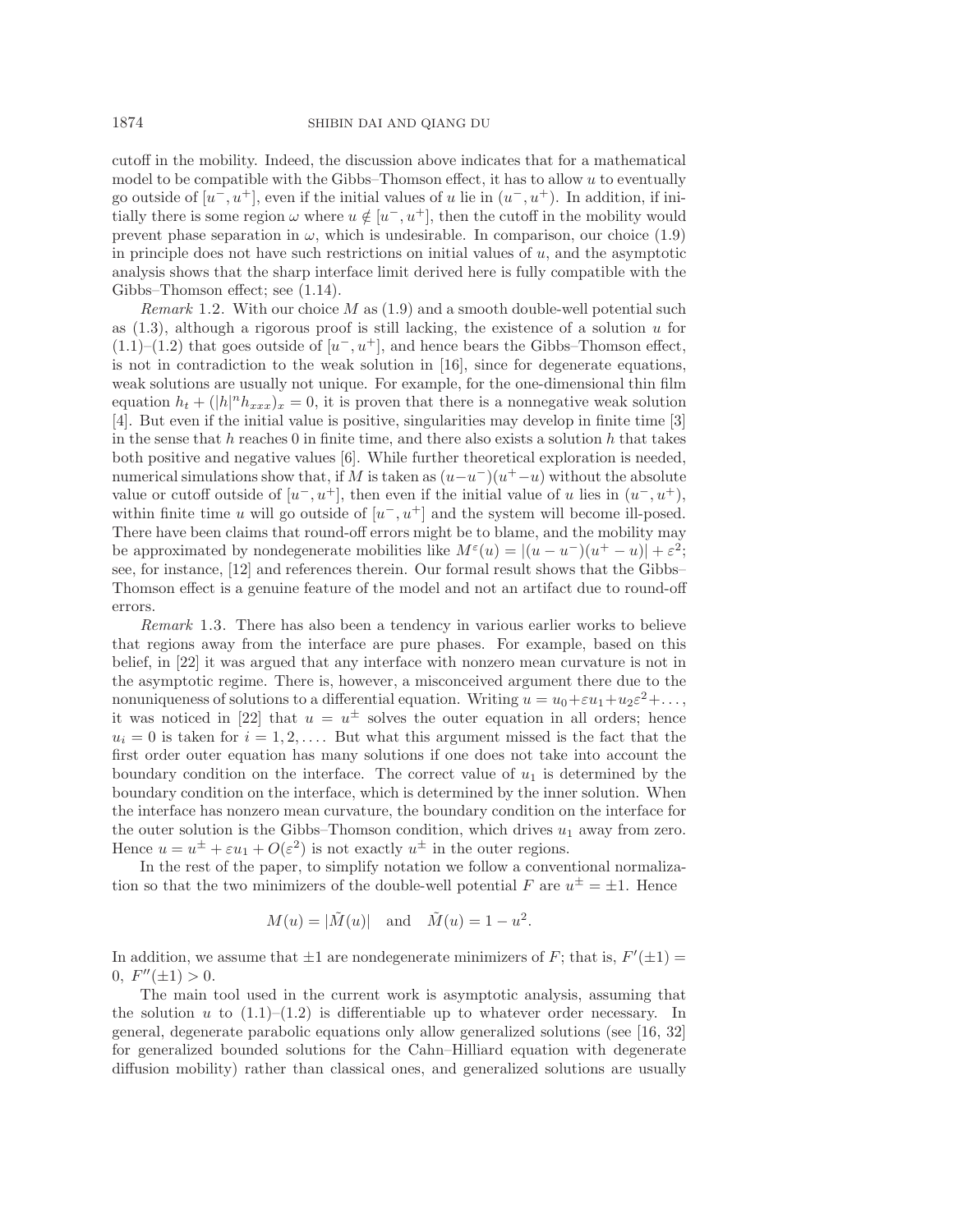cutoff in the mobility. Indeed, the discussion above indicates that for a mathematical model to be compatible with the Gibbs–Thomson effect, it has to allow $u$ to eventually go outside of $[u^-, u^+]$, even if the initial values of $u$ lie in $(u^-, u^+)$. In addition, if initially there is some region $\omega$ where $u \notin [u^-, u^+]$, then the cutoff in the mobility would prevent phase separation in $\omega$, which is undesirable. In comparison, our choice (1.9) in principle does not have such restrictions on initial values of $u$, and the asymptotic analysis shows that the sharp interface limit derived here is fully compatible with the Gibbs–Thomson effect; see (1.14).

*Remark* 1.2. With our choice $M$ as (1.9) and a smooth double-well potential such as (1.3), although a rigorous proof is still lacking, the existence of a solution $u$ for (1.1)–(1.2) that goes outside of $[u^-, u^+]$, and hence bears the Gibbs–Thomson effect, is not in contradiction to the weak solution in [16], since for degenerate equations, weak solutions are usually not unique. For example, for the one-dimensional thin film equation $h_t + (|h|^n h_{xxx})_x = 0$, it is proven that there is a nonnegative weak solution [4]. But even if the initial value is positive, singularities may develop in finite time [3] in the sense that $h$ reaches 0 in finite time, and there also exists a solution $h$ that takes both positive and negative values [6]. While further theoretical exploration is needed, numerical simulations show that, if $M$ is taken as $(u-u^-)(u^+-u)$ without the absolute value or cutoff outside of $[u^-, u^+]$, then even if the initial value of $u$ lies in $(u^-, u^+)$, within finite time $u$ will go outside of $[u^-, u^+]$ and the system will become ill-posed. There have been claims that round-off errors might be to blame, and the mobility may be approximated by nondegenerate mobilities like $M^\varepsilon(u) = |(u - u^-)(u^+ - u)| + \varepsilon^2$; see, for instance, [12] and references therein. Our formal result shows that the Gibbs–Thomson effect is a genuine feature of the model and not an artifact due to round-off errors.

*Remark* 1.3. There has also been a tendency in various earlier works to believe that regions away from the interface are pure phases. For example, based on this belief, in [22] it was argued that any interface with nonzero mean curvature is not in the asymptotic regime. There is, however, a misconceived argument there due to the nonuniqueness of solutions to a differential equation. Writing $u = u_0 + \varepsilon u_1 + u_2\varepsilon^2 + \dots$, it was noticed in [22] that $u = u^\pm$ solves the outer equation in all orders; hence $u_i = 0$ is taken for $i = 1, 2, \dots$. But what this argument missed is the fact that the first order outer equation has many solutions if one does not take into account the boundary condition on the interface. The correct value of $u_1$ is determined by the boundary condition on the interface, which is determined by the inner solution. When the interface has nonzero mean curvature, the boundary condition on the interface for the outer solution is the Gibbs–Thomson condition, which drives $u_1$ away from zero. Hence $u = u^\pm + \varepsilon u_1 + O(\varepsilon^2)$ is not exactly $u^\pm$ in the outer regions.

In the rest of the paper, to simplify notation we follow a conventional normalization so that the two minimizers of the double-well potential $F$ are $u^\pm = \pm 1$. Hence

$$M(u) = |\tilde{M}(u)| \quad \text{and} \quad \tilde{M}(u) = 1 - u^2.$$

In addition, we assume that $\pm 1$ are nondegenerate minimizers of $F$; that is, $F'(\pm 1) = 0,\ F''(\pm 1) > 0$.

The main tool used in the current work is asymptotic analysis, assuming that the solution $u$ to (1.1)–(1.2) is differentiable up to whatever order necessary. In general, degenerate parabolic equations only allow generalized solutions (see [16, 32] for generalized bounded solutions for the Cahn–Hilliard equation with degenerate diffusion mobility) rather than classical ones, and generalized solutions are usually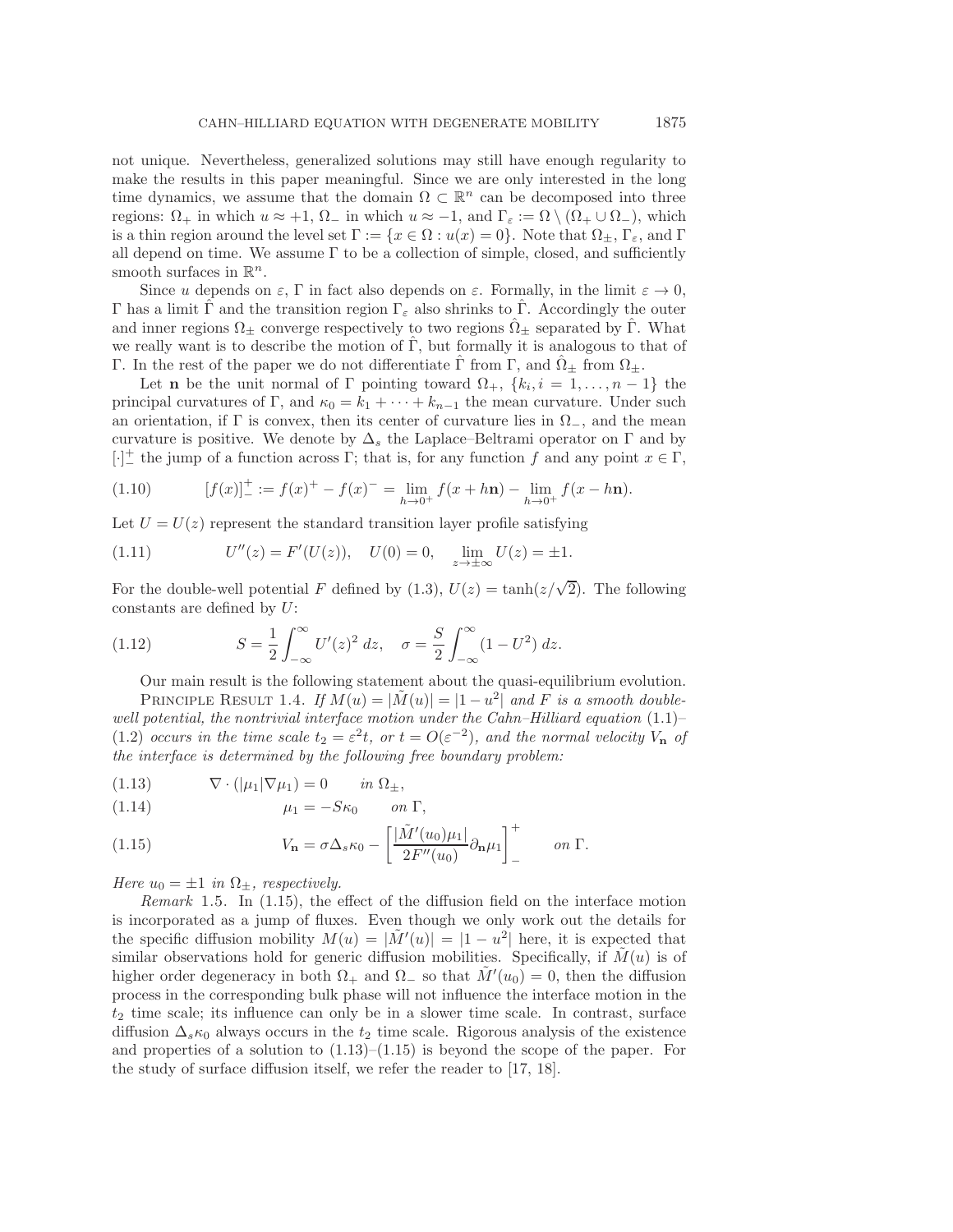not unique. Nevertheless, generalized solutions may still have enough regularity to make the results in this paper meaningful. Since we are only interested in the long time dynamics, we assume that the domain $\Omega \subset \mathbb{R}^n$ can be decomposed into three regions: $\Omega_+$ in which $u \approx +1$, $\Omega_-$ in which $u \approx -1$, and $\Gamma_\varepsilon := \Omega \setminus (\Omega_+ \cup \Omega_-)$, which is a thin region around the level set $\Gamma := \{x \in \Omega : u(x) = 0\}$. Note that $\Omega_\pm$, $\Gamma_\varepsilon$, and $\Gamma$ all depend on time. We assume $\Gamma$ to be a collection of simple, closed, and sufficiently smooth surfaces in $\mathbb{R}^n$.

Since $u$ depends on $\varepsilon$, $\Gamma$ in fact also depends on $\varepsilon$. Formally, in the limit $\varepsilon \to 0$, $\Gamma$ has a limit $\hat{\Gamma}$ and the transition region $\Gamma_\varepsilon$ also shrinks to $\hat{\Gamma}$. Accordingly the outer and inner regions $\Omega_\pm$ converge respectively to two regions $\hat{\Omega}_\pm$ separated by $\hat{\Gamma}$. What we really want is to describe the motion of $\hat{\Gamma}$, but formally it is analogous to that of $\Gamma$. In the rest of the paper we do not differentiate $\hat{\Gamma}$ from $\Gamma$, and $\hat{\Omega}_\pm$ from $\Omega_\pm$.

Let $\mathbf{n}$ be the unit normal of $\Gamma$ pointing toward $\Omega_+$, $\{k_i, i = 1, \ldots, n-1\}$ the principal curvatures of $\Gamma$, and $\kappa_0 = k_1 + \cdots + k_{n-1}$ the mean curvature. Under such an orientation, if $\Gamma$ is convex, then its center of curvature lies in $\Omega_-$, and the mean curvature is positive. We denote by $\Delta_s$ the Laplace–Beltrami operator on $\Gamma$ and by $[\cdot]_-^+$ the jump of a function across $\Gamma$; that is, for any function $f$ and any point $x \in \Gamma$,

$$[f(x)]_-^+ := f(x)^+ - f(x)^- = \lim_{h \to 0^+} f(x + h\mathbf{n}) - \lim_{h \to 0^+} f(x - h\mathbf{n}). \tag{1.10}$$

Let $U = U(z)$ represent the standard transition layer profile satisfying

$$U''(z) = F'(U(z)), \quad U(0) = 0, \quad \lim_{z \to \pm\infty} U(z) = \pm 1. \tag{1.11}$$

For the double-well potential $F$ defined by (1.3), $U(z) = \tanh(z/\sqrt{2})$. The following constants are defined by $U$:

$$S = \frac{1}{2}\int_{-\infty}^{\infty} U'(z)^2\, dz, \quad \sigma = \frac{S}{2}\int_{-\infty}^{\infty} (1 - U^2)\, dz. \tag{1.12}$$

Our main result is the following statement about the quasi-equilibrium evolution.

Principle Result 1.4. *If $M(u) = |\tilde{M}(u)| = |1 - u^2|$ and $F$ is a smooth double-well potential, the nontrivial interface motion under the Cahn–Hilliard equation (1.1)–(1.2) occurs in the time scale $t_2 = \varepsilon^2 t$, or $t = O(\varepsilon^{-2})$, and the normal velocity $V_\mathbf{n}$ of the interface is determined by the following free boundary problem:*

$$\nabla \cdot (|\mu_1| \nabla \mu_1) = 0 \qquad \text{in } \Omega_\pm, \tag{1.13}$$

$$\mu_1 = -S\kappa_0 \qquad \text{on } \Gamma, \tag{1.14}$$

$$V_\mathbf{n} = \sigma \Delta_s \kappa_0 - \left[\frac{|\tilde{M}'(u_0)\mu_1|}{2F''(u_0)} \partial_\mathbf{n} \mu_1\right]_-^+ \qquad \text{on } \Gamma. \tag{1.15}$$

*Here $u_0 = \pm 1$ in $\Omega_\pm$, respectively.*

*Remark* 1.5. In (1.15), the effect of the diffusion field on the interface motion is incorporated as a jump of fluxes. Even though we only work out the details for the specific diffusion mobility $M(u) = |\tilde{M}'(u)| = |1 - u^2|$ here, it is expected that similar observations hold for generic diffusion mobilities. Specifically, if $\tilde{M}(u)$ is of higher order degeneracy in both $\Omega_+$ and $\Omega_-$ so that $\tilde{M}'(u_0) = 0$, then the diffusion process in the corresponding bulk phase will not influence the interface motion in the $t_2$ time scale; its influence can only be in a slower time scale. In contrast, surface diffusion $\Delta_s \kappa_0$ always occurs in the $t_2$ time scale. Rigorous analysis of the existence and properties of a solution to (1.13)–(1.15) is beyond the scope of the paper. For the study of surface diffusion itself, we refer the reader to [17, 18].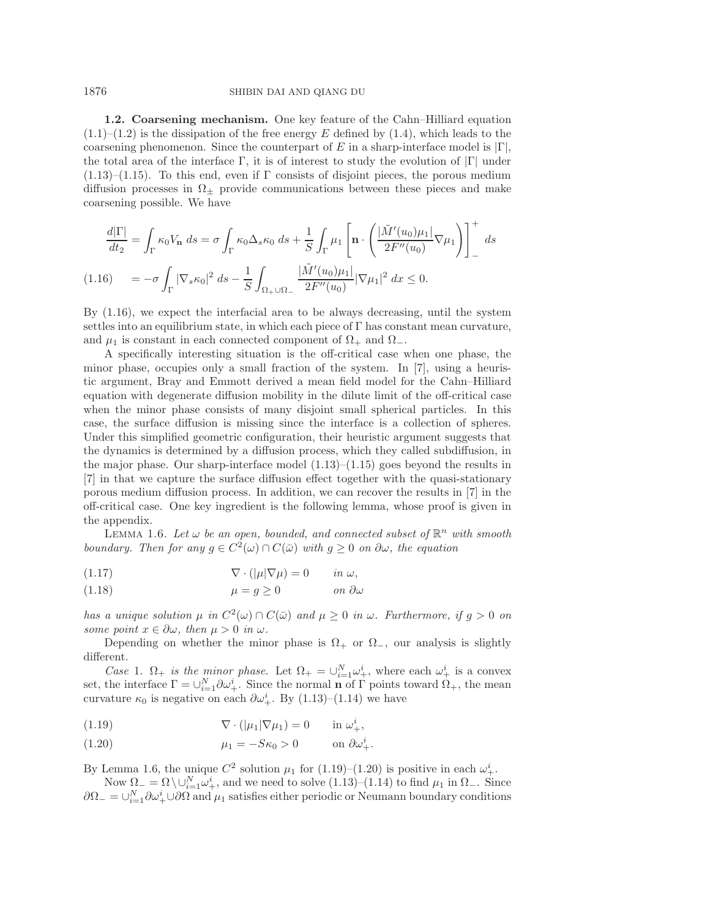**1.2. Coarsening mechanism.** One key feature of the Cahn–Hilliard equation (1.1)–(1.2) is the dissipation of the free energy $E$ defined by (1.4), which leads to the coarsening phenomenon. Since the counterpart of $E$ in a sharp-interface model is $|\Gamma|$, the total area of the interface $\Gamma$, it is of interest to study the evolution of $|\Gamma|$ under (1.13)–(1.15). To this end, even if $\Gamma$ consists of disjoint pieces, the porous medium diffusion processes in $\Omega_\pm$ provide communications between these pieces and make coarsening possible. We have

$$
\begin{aligned}
\frac{d|\Gamma|}{dt_2} &= \int_\Gamma \kappa_0 V_{\mathbf{n}}\, ds = \sigma \int_\Gamma \kappa_0 \Delta_s \kappa_0\, ds + \frac{1}{S}\int_\Gamma \mu_1 \left[\mathbf{n}\cdot\left(\frac{|\tilde{M}'(u_0)\mu_1|}{2F''(u_0)}\nabla\mu_1\right)\right]_-^+ ds \\
&= -\sigma\int_\Gamma |\nabla_s \kappa_0|^2\, ds - \frac{1}{S}\int_{\Omega_+\cup\Omega_-} \frac{|\tilde{M}'(u_0)\mu_1|}{2F''(u_0)}|\nabla\mu_1|^2\, dx \le 0. \qquad (1.16)
\end{aligned}
$$

By (1.16), we expect the interfacial area to be always decreasing, until the system settles into an equilibrium state, in which each piece of $\Gamma$ has constant mean curvature, and $\mu_1$ is constant in each connected component of $\Omega_+$ and $\Omega_-$.

A specifically interesting situation is the off-critical case when one phase, the minor phase, occupies only a small fraction of the system. In [7], using a heuristic argument, Bray and Emmott derived a mean field model for the Cahn–Hilliard equation with degenerate diffusion mobility in the dilute limit of the off-critical case when the minor phase consists of many disjoint small spherical particles. In this case, the surface diffusion is missing since the interface is a collection of spheres. Under this simplified geometric configuration, their heuristic argument suggests that the dynamics is determined by a diffusion process, which they called subdiffusion, in the major phase. Our sharp-interface model (1.13)–(1.15) goes beyond the results in [7] in that we capture the surface diffusion effect together with the quasi-stationary porous medium diffusion process. In addition, we can recover the results in [7] in the off-critical case. One key ingredient is the following lemma, whose proof is given in the appendix.

Lemma 1.6. *Let $\omega$ be an open, bounded, and connected subset of $\mathbb{R}^n$ with smooth boundary. Then for any $g \in C^2(\omega)\cap C(\bar{\omega})$ with $g \ge 0$ on $\partial\omega$, the equation*

$$\nabla\cdot(|\mu|\nabla\mu) = 0 \qquad \text{in } \omega, \qquad (1.17)$$

$$\mu = g \ge 0 \qquad \text{on } \partial\omega \qquad (1.18)$$

*has a unique solution $\mu$ in $C^2(\omega)\cap C(\bar{\omega})$ and $\mu \ge 0$ in $\omega$. Furthermore, if $g > 0$ on some point $x \in \partial\omega$, then $\mu > 0$ in $\omega$.*

Depending on whether the minor phase is $\Omega_+$ or $\Omega_-$, our analysis is slightly different.

*Case* 1. *$\Omega_+$ is the minor phase.* Let $\Omega_+ = \cup_{i=1}^N \omega_+^i$, where each $\omega_+^i$ is a convex set, the interface $\Gamma = \cup_{i=1}^N \partial\omega_+^i$. Since the normal $\mathbf{n}$ of $\Gamma$ points toward $\Omega_+$, the mean curvature $\kappa_0$ is negative on each $\partial\omega_+^i$. By (1.13)–(1.14) we have

$$\nabla\cdot(|\mu_1|\nabla\mu_1) = 0 \qquad \text{in } \omega_+^i, \qquad (1.19)$$

$$\mu_1 = -S\kappa_0 > 0 \qquad \text{on } \partial\omega_+^i. \qquad (1.20)$$

By Lemma 1.6, the unique $C^2$ solution $\mu_1$ for (1.19)–(1.20) is positive in each $\omega_+^i$.

Now $\Omega_- = \Omega\setminus\cup_{i=1}^N \omega_+^i$, and we need to solve (1.13)–(1.14) to find $\mu_1$ in $\Omega_-$. Since $\partial\Omega_- = \cup_{i=1}^N \partial\omega_+^i \cup \partial\Omega$ and $\mu_1$ satisfies either periodic or Neumann boundary conditions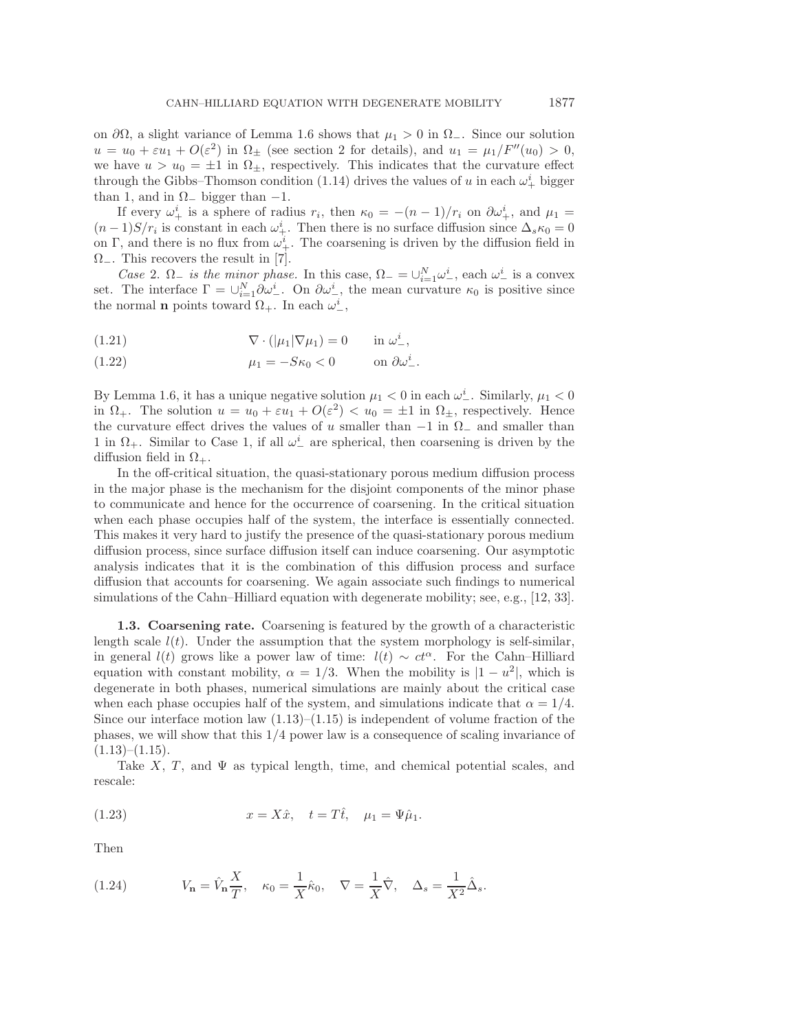on $\partial\Omega$, a slight variance of Lemma 1.6 shows that $\mu_1 > 0$ in $\Omega_-$. Since our solution $u = u_0 + \varepsilon u_1 + O(\varepsilon^2)$ in $\Omega_\pm$ (see section 2 for details), and $u_1 = \mu_1/F''(u_0) > 0$, we have $u > u_0 = \pm 1$ in $\Omega_\pm$, respectively. This indicates that the curvature effect through the Gibbs–Thomson condition (1.14) drives the values of $u$ in each $\omega_+^i$ bigger than 1, and in $\Omega_-$ bigger than $-1$.

If every $\omega_+^i$ is a sphere of radius $r_i$, then $\kappa_0 = -(n-1)/r_i$ on $\partial\omega_+^i$, and $\mu_1 = (n-1)S/r_i$ is constant in each $\omega_+^i$. Then there is no surface diffusion since $\Delta_s \kappa_0 = 0$ on $\Gamma$, and there is no flux from $\omega_+^i$. The coarsening is driven by the diffusion field in $\Omega_-$. This recovers the result in [7].

*Case* 2. $\Omega_-$ *is the minor phase.* In this case, $\Omega_- = \cup_{i=1}^N \omega_-^i$, each $\omega_-^i$ is a convex set. The interface $\Gamma = \cup_{i=1}^N \partial\omega_-^i$. On $\partial\omega_-^i$, the mean curvature $\kappa_0$ is positive since the normal $\mathbf{n}$ points toward $\Omega_+$. In each $\omega_-^i$,

$$\nabla \cdot (|\mu_1| \nabla \mu_1) = 0 \qquad \text{in } \omega_-^i, \tag{1.21}$$

$$\mu_1 = -S\kappa_0 < 0 \qquad \text{on } \partial\omega_-^i. \tag{1.22}$$

By Lemma 1.6, it has a unique negative solution $\mu_1 < 0$ in each $\omega_-^i$. Similarly, $\mu_1 < 0$ in $\Omega_+$. The solution $u = u_0 + \varepsilon u_1 + O(\varepsilon^2) < u_0 = \pm 1$ in $\Omega_\pm$, respectively. Hence the curvature effect drives the values of $u$ smaller than $-1$ in $\Omega_-$ and smaller than 1 in $\Omega_+$. Similar to Case 1, if all $\omega_-^i$ are spherical, then coarsening is driven by the diffusion field in $\Omega_+$.

In the off-critical situation, the quasi-stationary porous medium diffusion process in the major phase is the mechanism for the disjoint components of the minor phase to communicate and hence for the occurrence of coarsening. In the critical situation when each phase occupies half of the system, the interface is essentially connected. This makes it very hard to justify the presence of the quasi-stationary porous medium diffusion process, since surface diffusion itself can induce coarsening. Our asymptotic analysis indicates that it is the combination of this diffusion process and surface diffusion that accounts for coarsening. We again associate such findings to numerical simulations of the Cahn–Hilliard equation with degenerate mobility; see, e.g., [12, 33].

### 1.3. Coarsening rate.

Coarsening is featured by the growth of a characteristic length scale $l(t)$. Under the assumption that the system morphology is self-similar, in general $l(t)$ grows like a power law of time: $l(t) \sim ct^\alpha$. For the Cahn–Hilliard equation with constant mobility, $\alpha = 1/3$. When the mobility is $|1 - u^2|$, which is degenerate in both phases, numerical simulations are mainly about the critical case when each phase occupies half of the system, and simulations indicate that $\alpha = 1/4$. Since our interface motion law (1.13)–(1.15) is independent of volume fraction of the phases, we will show that this 1/4 power law is a consequence of scaling invariance of (1.13)–(1.15).

Take $X$, $T$, and $\Psi$ as typical length, time, and chemical potential scales, and rescale:

$$x = X\hat{x}, \quad t = T\hat{t}, \quad \mu_1 = \Psi \hat{\mu}_1. \tag{1.23}$$

Then

$$V_{\mathbf{n}} = \hat{V}_{\mathbf{n}} \frac{X}{T}, \quad \kappa_0 = \frac{1}{X}\hat{\kappa}_0, \quad \nabla = \frac{1}{X}\hat{\nabla}, \quad \Delta_s = \frac{1}{X^2}\hat{\Delta}_s. \tag{1.24}$$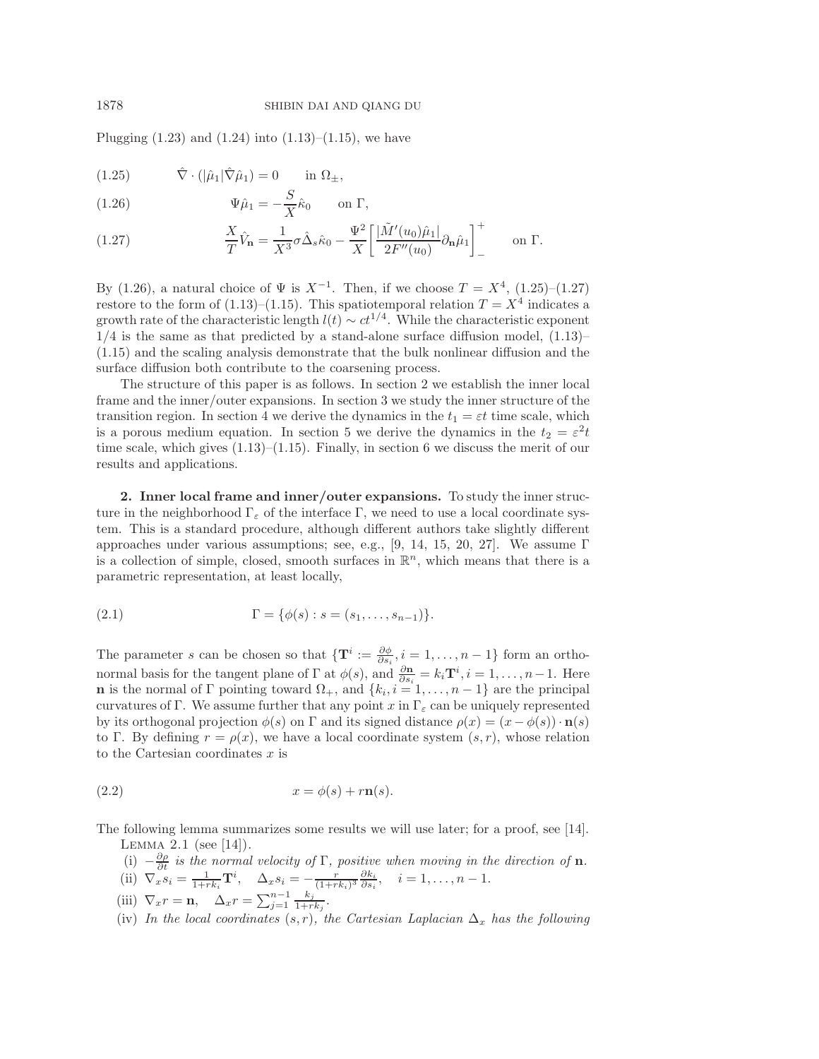Plugging (1.23) and (1.24) into (1.13)–(1.15), we have

$$\hat{\nabla} \cdot (|\hat{\mu}_1| \hat{\nabla} \hat{\mu}_1) = 0 \qquad \text{in } \Omega_\pm, \tag{1.25}$$

$$\Psi \hat{\mu}_1 = -\frac{S}{X} \hat{\kappa}_0 \qquad \text{on } \Gamma, \tag{1.26}$$

$$\frac{X}{T} \hat{V}_{\mathbf{n}} = \frac{1}{X^3} \sigma \hat{\Delta}_s \hat{\kappa}_0 - \frac{\Psi^2}{X} \left[ \frac{|\tilde{M}'(u_0) \hat{\mu}_1|}{2F''(u_0)} \partial_{\mathbf{n}} \hat{\mu}_1 \right]_-^+ \qquad \text{on } \Gamma. \tag{1.27}$$

By (1.26), a natural choice of $\Psi$ is $X^{-1}$. Then, if we choose $T = X^4$, (1.25)–(1.27) restore to the form of (1.13)–(1.15). This spatiotemporal relation $T = X^4$ indicates a growth rate of the characteristic length $l(t) \sim ct^{1/4}$. While the characteristic exponent $1/4$ is the same as that predicted by a stand-alone surface diffusion model, (1.13)–(1.15) and the scaling analysis demonstrate that the bulk nonlinear diffusion and the surface diffusion both contribute to the coarsening process.

The structure of this paper is as follows. In section 2 we establish the inner local frame and the inner/outer expansions. In section 3 we study the inner structure of the transition region. In section 4 we derive the dynamics in the $t_1 = \varepsilon t$ time scale, which is a porous medium equation. In section 5 we derive the dynamics in the $t_2 = \varepsilon^2 t$ time scale, which gives (1.13)–(1.15). Finally, in section 6 we discuss the merit of our results and applications.

## 2. Inner local frame and inner/outer expansions.

To study the inner structure in the neighborhood $\Gamma_\varepsilon$ of the interface $\Gamma$, we need to use a local coordinate system. This is a standard procedure, although different authors take slightly different approaches under various assumptions; see, e.g., [9, 14, 15, 20, 27]. We assume $\Gamma$ is a collection of simple, closed, smooth surfaces in $\mathbb{R}^n$, which means that there is a parametric representation, at least locally,

$$\Gamma = \{\phi(s) : s = (s_1, \ldots, s_{n-1})\}. \tag{2.1}$$

The parameter $s$ can be chosen so that $\{\mathbf{T}^i := \frac{\partial \phi}{\partial s_i}, i = 1, \ldots, n-1\}$ form an orthonormal basis for the tangent plane of $\Gamma$ at $\phi(s)$, and $\frac{\partial \mathbf{n}}{\partial s_i} = k_i \mathbf{T}^i, i = 1, \ldots, n-1$. Here $\mathbf{n}$ is the normal of $\Gamma$ pointing toward $\Omega_+$, and $\{k_i, i = 1, \ldots, n-1\}$ are the principal curvatures of $\Gamma$. We assume further that any point $x$ in $\Gamma_\varepsilon$ can be uniquely represented by its orthogonal projection $\phi(s)$ on $\Gamma$ and its signed distance $\rho(x) = (x - \phi(s)) \cdot \mathbf{n}(s)$ to $\Gamma$. By defining $r = \rho(x)$, we have a local coordinate system $(s, r)$, whose relation to the Cartesian coordinates $x$ is

$$x = \phi(s) + r\mathbf{n}(s). \tag{2.2}$$

The following lemma summarizes some results we will use later; for a proof, see [14].

Lemma 2.1 (see [14]).

(i) $-\frac{\partial \rho}{\partial t}$ *is the normal velocity of* $\Gamma$*, positive when moving in the direction of* $\mathbf{n}$*.*

(ii) $\nabla_x s_i = \frac{1}{1+rk_i} \mathbf{T}^i, \quad \Delta_x s_i = -\frac{r}{(1+rk_i)^3} \frac{\partial k_i}{\partial s_i}, \quad i = 1, \ldots, n-1.$

(iii) $\nabla_x r = \mathbf{n}, \quad \Delta_x r = \sum_{j=1}^{n-1} \frac{k_j}{1+rk_j}.$

(iv) *In the local coordinates* $(s, r)$*, the Cartesian Laplacian* $\Delta_x$ *has the following*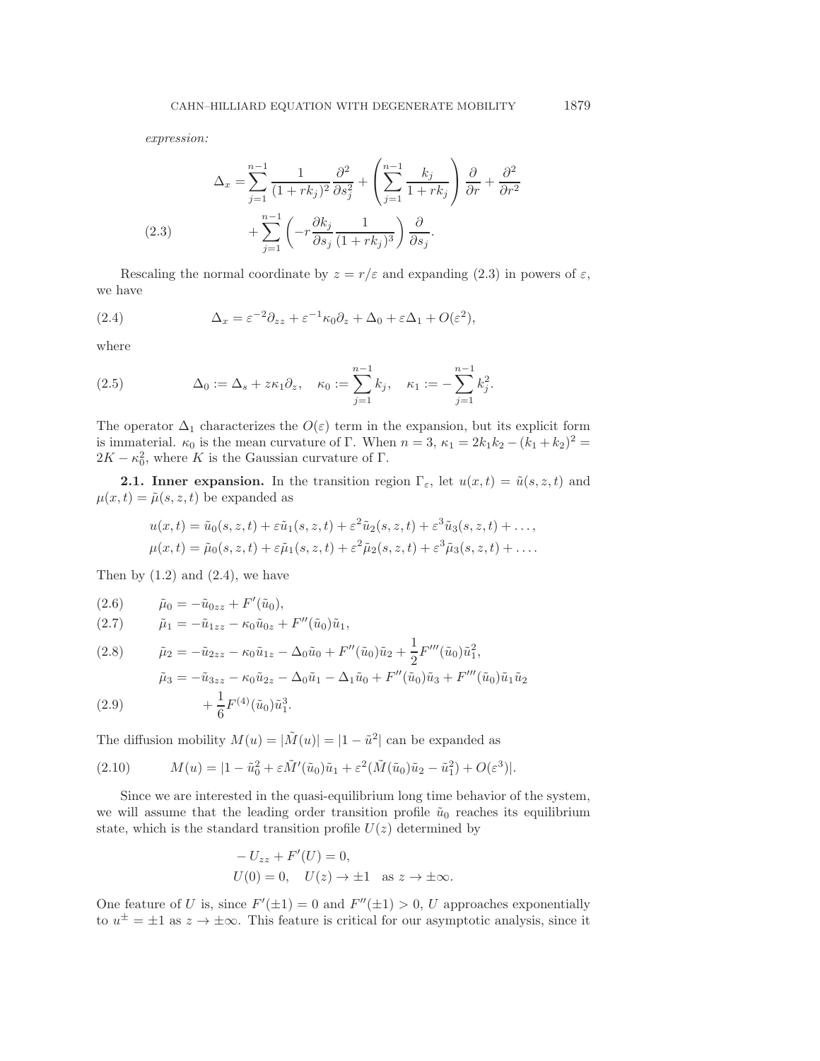*expression:*

$$
\begin{aligned}
\Delta_x = &\sum_{j=1}^{n-1} \frac{1}{(1+rk_j)^2} \frac{\partial^2}{\partial s_j^2} + \left( \sum_{j=1}^{n-1} \frac{k_j}{1+rk_j} \right) \frac{\partial}{\partial r} + \frac{\partial^2}{\partial r^2} \\
&+ \sum_{j=1}^{n-1} \left( -r \frac{\partial k_j}{\partial s_j} \frac{1}{(1+rk_j)^3} \right) \frac{\partial}{\partial s_j}. \qquad (2.3)
\end{aligned}
$$

Rescaling the normal coordinate by $z = r/\varepsilon$ and expanding (2.3) in powers of $\varepsilon$, we have

$$
\Delta_x = \varepsilon^{-2} \partial_{zz} + \varepsilon^{-1} \kappa_0 \partial_z + \Delta_0 + \varepsilon \Delta_1 + O(\varepsilon^2), \qquad (2.4)
$$

where

$$
\Delta_0 := \Delta_s + z\kappa_1 \partial_z, \quad \kappa_0 := \sum_{j=1}^{n-1} k_j, \quad \kappa_1 := -\sum_{j=1}^{n-1} k_j^2. \qquad (2.5)
$$

The operator $\Delta_1$ characterizes the $O(\varepsilon)$ term in the expansion, but its explicit form is immaterial. $\kappa_0$ is the mean curvature of $\Gamma$. When $n = 3$, $\kappa_1 = 2k_1k_2 - (k_1+k_2)^2 = 2K - \kappa_0^2$, where $K$ is the Gaussian curvature of $\Gamma$.

**2.1. Inner expansion.** In the transition region $\Gamma_\varepsilon$, let $u(x,t) = \tilde{u}(s,z,t)$ and $\mu(x,t) = \tilde{\mu}(s,z,t)$ be expanded as

$$
\begin{aligned}
u(x,t) &= \tilde{u}_0(s,z,t) + \varepsilon \tilde{u}_1(s,z,t) + \varepsilon^2 \tilde{u}_2(s,z,t) + \varepsilon^3 \tilde{u}_3(s,z,t) + \dots, \\
\mu(x,t) &= \tilde{\mu}_0(s,z,t) + \varepsilon \tilde{\mu}_1(s,z,t) + \varepsilon^2 \tilde{\mu}_2(s,z,t) + \varepsilon^3 \tilde{\mu}_3(s,z,t) + \dots.
\end{aligned}
$$

Then by (1.2) and (2.4), we have

$$
\tilde{\mu}_0 = -\tilde{u}_{0zz} + F'(\tilde{u}_0), \qquad (2.6)
$$

$$
\tilde{\mu}_1 = -\tilde{u}_{1zz} - \kappa_0 \tilde{u}_{0z} + F''(\tilde{u}_0)\tilde{u}_1, \qquad (2.7)
$$

$$
\tilde{\mu}_2 = -\tilde{u}_{2zz} - \kappa_0 \tilde{u}_{1z} - \Delta_0 \tilde{u}_0 + F''(\tilde{u}_0)\tilde{u}_2 + \frac{1}{2} F'''(\tilde{u}_0)\tilde{u}_1^2, \qquad (2.8)
$$

$$
\begin{aligned}
\tilde{\mu}_3 = &-\tilde{u}_{3zz} - \kappa_0 \tilde{u}_{2z} - \Delta_0 \tilde{u}_1 - \Delta_1 \tilde{u}_0 + F''(\tilde{u}_0)\tilde{u}_3 + F'''(\tilde{u}_0)\tilde{u}_1\tilde{u}_2 \\
&+ \frac{1}{6} F^{(4)}(\tilde{u}_0)\tilde{u}_1^3. \qquad (2.9)
\end{aligned}
$$

The diffusion mobility $M(u) = |\tilde{M}(u)| = |1 - \tilde{u}^2|$ can be expanded as

$$
M(u) = |1 - \tilde{u}_0^2 + \varepsilon \tilde{M}'(\tilde{u}_0)\tilde{u}_1 + \varepsilon^2(\tilde{M}(\tilde{u}_0)\tilde{u}_2 - \tilde{u}_1^2) + O(\varepsilon^3)|. \qquad (2.10)
$$

Since we are interested in the quasi-equilibrium long time behavior of the system, we will assume that the leading order transition profile $\tilde{u}_0$ reaches its equilibrium state, which is the standard transition profile $U(z)$ determined by

$$
\begin{aligned}
&-U_{zz} + F'(U) = 0, \\
&U(0) = 0, \quad U(z) \to \pm 1 \quad \text{as } z \to \pm\infty.
\end{aligned}
$$

One feature of $U$ is, since $F'(\pm 1) = 0$ and $F''(\pm 1) > 0$, $U$ approaches exponentially to $u^\pm = \pm 1$ as $z \to \pm\infty$. This feature is critical for our asymptotic analysis, since it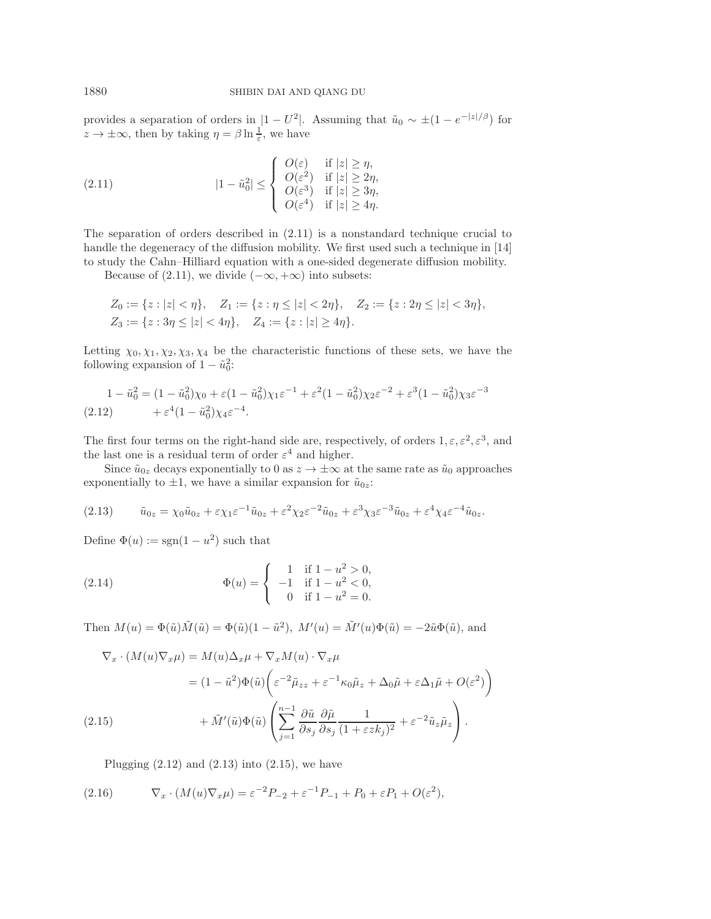provides a separation of orders in $|1 - U^2|$. Assuming that $\tilde{u}_0 \sim \pm(1 - e^{-|z|/\beta})$ for $z \to \pm\infty$, then by taking $\eta = \beta \ln \frac{1}{\varepsilon}$, we have

$$
|1 - \tilde{u}_0^2| \leq \begin{cases} O(\varepsilon) & \text{if } |z| \geq \eta, \\ O(\varepsilon^2) & \text{if } |z| \geq 2\eta, \\ O(\varepsilon^3) & \text{if } |z| \geq 3\eta, \\ O(\varepsilon^4) & \text{if } |z| \geq 4\eta. \end{cases} \tag{2.11}
$$

The separation of orders described in (2.11) is a nonstandard technique crucial to handle the degeneracy of the diffusion mobility. We first used such a technique in [14] to study the Cahn–Hilliard equation with a one-sided degenerate diffusion mobility.

Because of (2.11), we divide $(-\infty, +\infty)$ into subsets:

$$
\begin{aligned}
&Z_0 := \{z : |z| < \eta\}, \quad Z_1 := \{z : \eta \leq |z| < 2\eta\}, \quad Z_2 := \{z : 2\eta \leq |z| < 3\eta\}, \\
&Z_3 := \{z : 3\eta \leq |z| < 4\eta\}, \quad Z_4 := \{z : |z| \geq 4\eta\}.
\end{aligned}
$$

Letting $\chi_0, \chi_1, \chi_2, \chi_3, \chi_4$ be the characteristic functions of these sets, we have the following expansion of $1 - \tilde{u}_0^2$:

$$
\begin{aligned}
1 - \tilde{u}_0^2 = {} & (1 - \tilde{u}_0^2)\chi_0 + \varepsilon(1 - \tilde{u}_0^2)\chi_1\varepsilon^{-1} + \varepsilon^2(1 - \tilde{u}_0^2)\chi_2\varepsilon^{-2} + \varepsilon^3(1 - \tilde{u}_0^2)\chi_3\varepsilon^{-3} \\
& + \varepsilon^4(1 - \tilde{u}_0^2)\chi_4\varepsilon^{-4}.
\end{aligned} \tag{2.12}
$$

The first four terms on the right-hand side are, respectively, of orders $1, \varepsilon, \varepsilon^2, \varepsilon^3$, and the last one is a residual term of order $\varepsilon^4$ and higher.

Since $\tilde{u}_{0z}$ decays exponentially to 0 as $z \to \pm\infty$ at the same rate as $\tilde{u}_0$ approaches exponentially to $\pm 1$, we have a similar expansion for $\tilde{u}_{0z}$:

$$
\tilde{u}_{0z} = \chi_0\tilde{u}_{0z} + \varepsilon\chi_1\varepsilon^{-1}\tilde{u}_{0z} + \varepsilon^2\chi_2\varepsilon^{-2}\tilde{u}_{0z} + \varepsilon^3\chi_3\varepsilon^{-3}\tilde{u}_{0z} + \varepsilon^4\chi_4\varepsilon^{-4}\tilde{u}_{0z}. \tag{2.13}
$$

Define $\Phi(u) := \operatorname{sgn}(1 - u^2)$ such that

$$
\Phi(u) = \begin{cases} 1 & \text{if } 1 - u^2 > 0, \\ -1 & \text{if } 1 - u^2 < 0, \\ 0 & \text{if } 1 - u^2 = 0. \end{cases} \tag{2.14}
$$

Then $M(u) = \Phi(\tilde{u})\tilde{M}(\tilde{u}) = \Phi(\tilde{u})(1 - \tilde{u}^2)$, $M'(u) = \tilde{M}'(u)\Phi(\tilde{u}) = -2\tilde{u}\Phi(\tilde{u})$, and

$$
\begin{aligned}
\nabla_x \cdot (M(u)\nabla_x \mu) &= M(u)\Delta_x \mu + \nabla_x M(u) \cdot \nabla_x \mu \\
&= (1 - \tilde{u}^2)\Phi(\tilde{u})\left(\varepsilon^{-2}\tilde{\mu}_{zz} + \varepsilon^{-1}\kappa_0\tilde{\mu}_z + \Delta_0\tilde{\mu} + \varepsilon\Delta_1\tilde{\mu} + O(\varepsilon^2)\right) \\
&\quad + \tilde{M}'(\tilde{u})\Phi(\tilde{u})\left(\sum_{j=1}^{n-1} \frac{\partial \tilde{u}}{\partial s_j}\frac{\partial \tilde{\mu}}{\partial s_j}\frac{1}{(1 + \varepsilon z k_j)^2} + \varepsilon^{-2}\tilde{u}_z\tilde{\mu}_z\right).
\end{aligned} \tag{2.15}
$$

Plugging (2.12) and (2.13) into (2.15), we have

$$
\nabla_x \cdot (M(u)\nabla_x \mu) = \varepsilon^{-2}P_{-2} + \varepsilon^{-1}P_{-1} + P_0 + \varepsilon P_1 + O(\varepsilon^2), \tag{2.16}
$$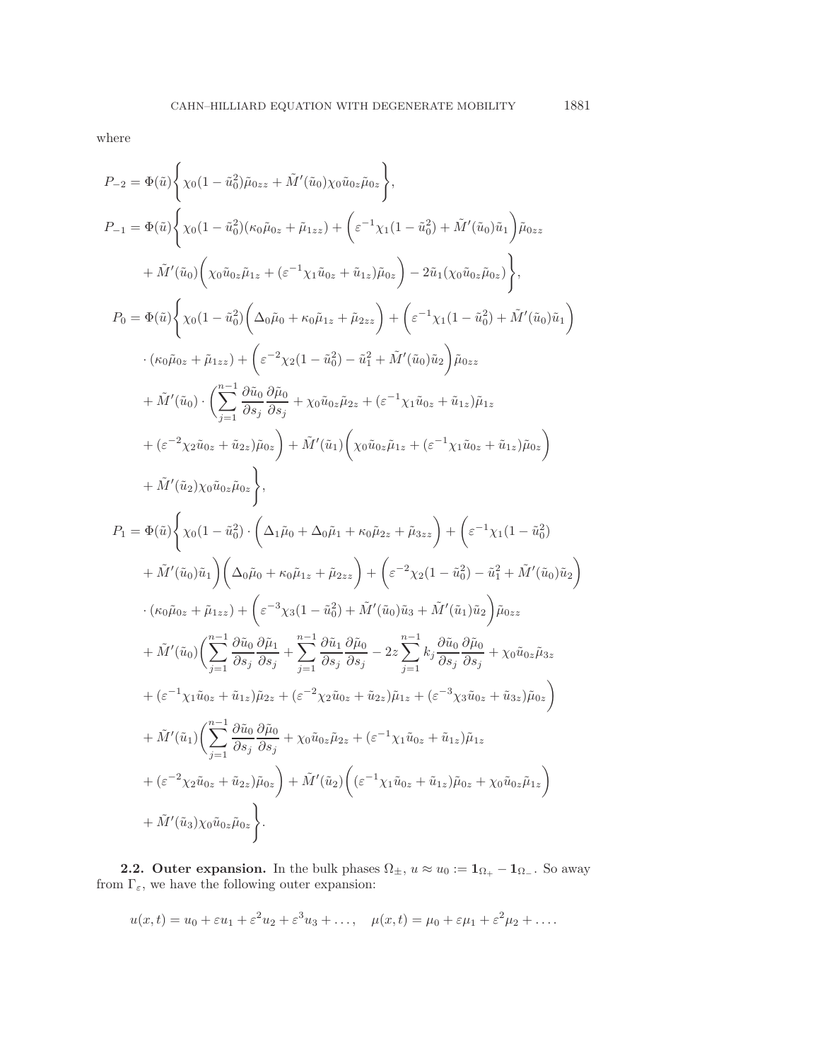where

$$
\begin{aligned}
P_{-2} &= \Phi(\tilde{u})\Bigg\{ \chi_0(1-\tilde{u}_0^2)\tilde{\mu}_{0zz} + \tilde{M}'(\tilde{u}_0)\chi_0\tilde{u}_{0z}\tilde{\mu}_{0z} \Bigg\},\\
P_{-1} &= \Phi(\tilde{u})\Bigg\{ \chi_0(1-\tilde{u}_0^2)(\kappa_0\tilde{\mu}_{0z} + \tilde{\mu}_{1zz}) + \Big(\varepsilon^{-1}\chi_1(1-\tilde{u}_0^2) + \tilde{M}'(\tilde{u}_0)\tilde{u}_1\Big)\tilde{\mu}_{0zz}\\
&\quad + \tilde{M}'(\tilde{u}_0)\Big(\chi_0\tilde{u}_{0z}\tilde{\mu}_{1z} + (\varepsilon^{-1}\chi_1\tilde{u}_{0z} + \tilde{u}_{1z})\tilde{\mu}_{0z}\Big) - 2\tilde{u}_1(\chi_0\tilde{u}_{0z}\tilde{\mu}_{0z})\Bigg\},\\
P_0 &= \Phi(\tilde{u})\Bigg\{ \chi_0(1-\tilde{u}_0^2)\Big(\Delta_0\tilde{\mu}_0 + \kappa_0\tilde{\mu}_{1z} + \tilde{\mu}_{2zz}\Big) + \Big(\varepsilon^{-1}\chi_1(1-\tilde{u}_0^2) + \tilde{M}'(\tilde{u}_0)\tilde{u}_1\Big)\\
&\quad \cdot(\kappa_0\tilde{\mu}_{0z} + \tilde{\mu}_{1zz}) + \Big(\varepsilon^{-2}\chi_2(1-\tilde{u}_0^2) - \tilde{u}_1^2 + \tilde{M}'(\tilde{u}_0)\tilde{u}_2\Big)\tilde{\mu}_{0zz}\\
&\quad + \tilde{M}'(\tilde{u}_0)\cdot\Bigg(\sum_{j=1}^{n-1}\frac{\partial\tilde{u}_0}{\partial s_j}\frac{\partial\tilde{\mu}_0}{\partial s_j} + \chi_0\tilde{u}_{0z}\tilde{\mu}_{2z} + (\varepsilon^{-1}\chi_1\tilde{u}_{0z} + \tilde{u}_{1z})\tilde{\mu}_{1z}\\
&\quad + (\varepsilon^{-2}\chi_2\tilde{u}_{0z} + \tilde{u}_{2z})\tilde{\mu}_{0z}\Bigg) + \tilde{M}'(\tilde{u}_1)\Big(\chi_0\tilde{u}_{0z}\tilde{\mu}_{1z} + (\varepsilon^{-1}\chi_1\tilde{u}_{0z} + \tilde{u}_{1z})\tilde{\mu}_{0z}\Big)\\
&\quad + \tilde{M}'(\tilde{u}_2)\chi_0\tilde{u}_{0z}\tilde{\mu}_{0z}\Bigg\},\\
P_1 &= \Phi(\tilde{u})\Bigg\{ \chi_0(1-\tilde{u}_0^2)\cdot\Big(\Delta_1\tilde{\mu}_0 + \Delta_0\tilde{\mu}_1 + \kappa_0\tilde{\mu}_{2z} + \tilde{\mu}_{3zz}\Big) + \Big(\varepsilon^{-1}\chi_1(1-\tilde{u}_0^2)\\
&\quad + \tilde{M}'(\tilde{u}_0)\tilde{u}_1\Big)\Big(\Delta_0\tilde{\mu}_0 + \kappa_0\tilde{\mu}_{1z} + \tilde{\mu}_{2zz}\Big) + \Big(\varepsilon^{-2}\chi_2(1-\tilde{u}_0^2) - \tilde{u}_1^2 + \tilde{M}'(\tilde{u}_0)\tilde{u}_2\Big)\\
&\quad \cdot(\kappa_0\tilde{\mu}_{0z} + \tilde{\mu}_{1zz}) + \Big(\varepsilon^{-3}\chi_3(1-\tilde{u}_0^2) + \tilde{M}'(\tilde{u}_0)\tilde{u}_3 + \tilde{M}'(\tilde{u}_1)\tilde{u}_2\Big)\tilde{\mu}_{0zz}\\
&\quad + \tilde{M}'(\tilde{u}_0)\Bigg(\sum_{j=1}^{n-1}\frac{\partial\tilde{u}_0}{\partial s_j}\frac{\partial\tilde{\mu}_1}{\partial s_j} + \sum_{j=1}^{n-1}\frac{\partial\tilde{u}_1}{\partial s_j}\frac{\partial\tilde{\mu}_0}{\partial s_j} - 2z\sum_{j=1}^{n-1}k_j\frac{\partial\tilde{u}_0}{\partial s_j}\frac{\partial\tilde{\mu}_0}{\partial s_j} + \chi_0\tilde{u}_{0z}\tilde{\mu}_{3z}\\
&\quad + (\varepsilon^{-1}\chi_1\tilde{u}_{0z} + \tilde{u}_{1z})\tilde{\mu}_{2z} + (\varepsilon^{-2}\chi_2\tilde{u}_{0z} + \tilde{u}_{2z})\tilde{\mu}_{1z} + (\varepsilon^{-3}\chi_3\tilde{u}_{0z} + \tilde{u}_{3z})\tilde{\mu}_{0z}\Bigg)\\
&\quad + \tilde{M}'(\tilde{u}_1)\Bigg(\sum_{j=1}^{n-1}\frac{\partial\tilde{u}_0}{\partial s_j}\frac{\partial\tilde{\mu}_0}{\partial s_j} + \chi_0\tilde{u}_{0z}\tilde{\mu}_{2z} + (\varepsilon^{-1}\chi_1\tilde{u}_{0z} + \tilde{u}_{1z})\tilde{\mu}_{1z}\\
&\quad + (\varepsilon^{-2}\chi_2\tilde{u}_{0z} + \tilde{u}_{2z})\tilde{\mu}_{0z}\Bigg) + \tilde{M}'(\tilde{u}_2)\Big((\varepsilon^{-1}\chi_1\tilde{u}_{0z} + \tilde{u}_{1z})\tilde{\mu}_{0z} + \chi_0\tilde{u}_{0z}\tilde{\mu}_{1z}\Big)\\
&\quad + \tilde{M}'(\tilde{u}_3)\chi_0\tilde{u}_{0z}\tilde{\mu}_{0z}\Bigg\}.
\end{aligned}
$$

**2.2. Outer expansion.** In the bulk phases $\Omega_\pm$, $u \approx u_0 := \mathbf{1}_{\Omega_+} - \mathbf{1}_{\Omega_-}$. So away from $\Gamma_\varepsilon$, we have the following outer expansion:

$$
u(x,t) = u_0 + \varepsilon u_1 + \varepsilon^2 u_2 + \varepsilon^3 u_3 + \dots, \quad \mu(x,t) = \mu_0 + \varepsilon\mu_1 + \varepsilon^2\mu_2 + \dots.
$$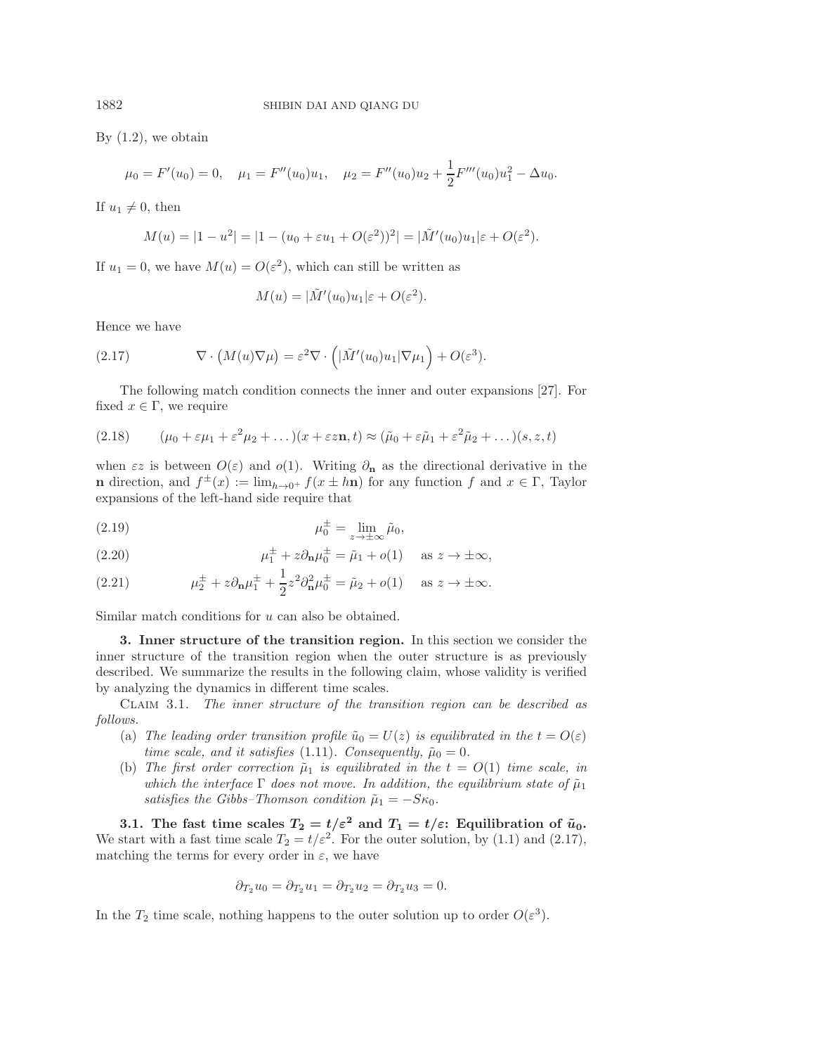By (1.2), we obtain

$$\mu_0 = F'(u_0) = 0, \quad \mu_1 = F''(u_0)u_1, \quad \mu_2 = F''(u_0)u_2 + \frac{1}{2}F'''(u_0)u_1^2 - \Delta u_0.$$

If $u_1 \neq 0$, then

$$M(u) = |1-u^2| = |1-(u_0+\varepsilon u_1 + O(\varepsilon^2))^2| = |\tilde{M}'(u_0)u_1|\varepsilon + O(\varepsilon^2).$$

If $u_1 = 0$, we have $M(u) = O(\varepsilon^2)$, which can still be written as

$$M(u) = |\tilde{M}'(u_0)u_1|\varepsilon + O(\varepsilon^2).$$

Hence we have

$$\nabla\cdot\big(M(u)\nabla\mu\big) = \varepsilon^2\nabla\cdot\Big(|\tilde{M}'(u_0)u_1|\nabla\mu_1\Big) + O(\varepsilon^3). \tag{2.17}$$

The following match condition connects the inner and outer expansions [27]. For fixed $x \in \Gamma$, we require

$$(\mu_0 + \varepsilon\mu_1 + \varepsilon^2\mu_2 + \dots)(x+\varepsilon z\mathbf{n}, t) \approx (\tilde{\mu}_0 + \varepsilon\tilde{\mu}_1 + \varepsilon^2\tilde{\mu}_2 + \dots)(s,z,t) \tag{2.18}$$

when $\varepsilon z$ is between $O(\varepsilon)$ and $o(1)$. Writing $\partial_{\mathbf{n}}$ as the directional derivative in the $\mathbf{n}$ direction, and $f^{\pm}(x) := \lim_{h\to 0^+} f(x \pm h\mathbf{n})$ for any function $f$ and $x \in \Gamma$, Taylor expansions of the left-hand side require that

$$\mu_0^{\pm} = \lim_{z\to\pm\infty}\tilde{\mu}_0, \tag{2.19}$$

$$\mu_1^{\pm} + z\partial_{\mathbf{n}}\mu_0^{\pm} = \tilde{\mu}_1 + o(1) \quad \text{ as } z \to \pm\infty, \tag{2.20}$$

$$\mu_2^{\pm} + z\partial_{\mathbf{n}}\mu_1^{\pm} + \frac{1}{2}z^2\partial_{\mathbf{n}}^2\mu_0^{\pm} = \tilde{\mu}_2 + o(1) \quad \text{ as } z \to \pm\infty. \tag{2.21}$$

Similar match conditions for $u$ can also be obtained.

## 3. Inner structure of the transition region.

In this section we consider the inner structure of the transition region when the outer structure is as previously described. We summarize the results in the following claim, whose validity is verified by analyzing the dynamics in different time scales.

Claim 3.1. *The inner structure of the transition region can be described as follows.*

(a) *The leading order transition profile $\tilde{u}_0 = U(z)$ is equilibrated in the $t = O(\varepsilon)$ time scale, and it satisfies* (1.11)*. Consequently, $\tilde{\mu}_0 = 0$.*

(b) *The first order correction $\tilde{\mu}_1$ is equilibrated in the $t = O(1)$ time scale, in which the interface $\Gamma$ does not move. In addition, the equilibrium state of $\tilde{\mu}_1$ satisfies the Gibbs–Thomson condition $\tilde{\mu}_1 = -S\kappa_0$.*

### 3.1. The fast time scales $T_2 = t/\varepsilon^2$ and $T_1 = t/\varepsilon$: Equilibration of $\tilde{u}_0$.

We start with a fast time scale $T_2 = t/\varepsilon^2$. For the outer solution, by (1.1) and (2.17), matching the terms for every order in $\varepsilon$, we have

$$\partial_{T_2}u_0 = \partial_{T_2}u_1 = \partial_{T_2}u_2 = \partial_{T_2}u_3 = 0.$$

In the $T_2$ time scale, nothing happens to the outer solution up to order $O(\varepsilon^3)$.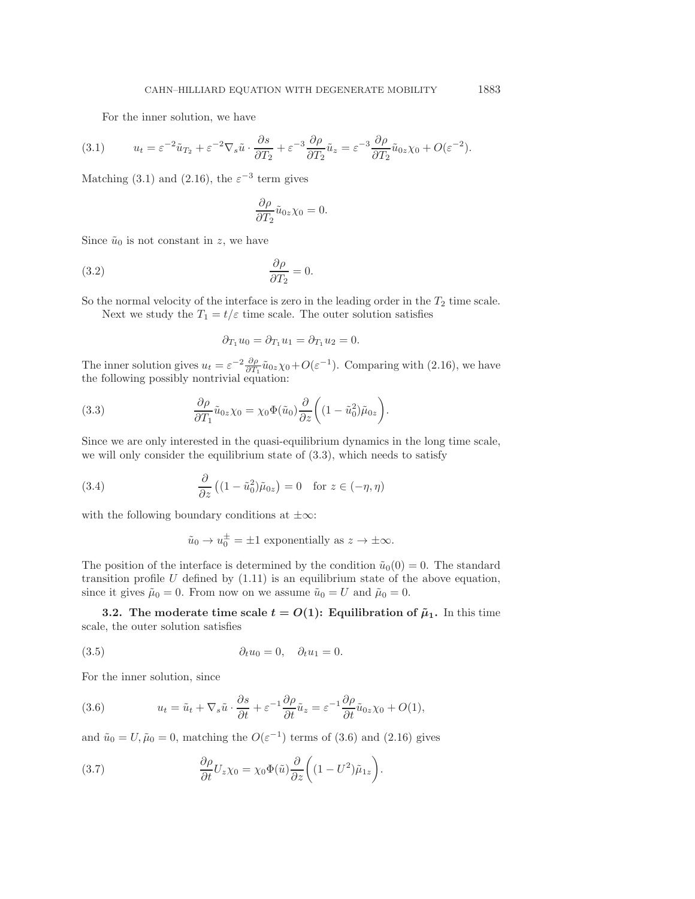For the inner solution, we have

$$u_t = \varepsilon^{-2}\tilde{u}_{T_2} + \varepsilon^{-2}\nabla_s \tilde{u} \cdot \frac{\partial s}{\partial T_2} + \varepsilon^{-3}\frac{\partial \rho}{\partial T_2}\tilde{u}_z = \varepsilon^{-3}\frac{\partial \rho}{\partial T_2}\tilde{u}_{0z}\chi_0 + O(\varepsilon^{-2}). \tag{3.1}$$

Matching (3.1) and (2.16), the $\varepsilon^{-3}$ term gives

$$\frac{\partial \rho}{\partial T_2}\tilde{u}_{0z}\chi_0 = 0.$$

Since $\tilde{u}_0$ is not constant in $z$, we have

$$\frac{\partial \rho}{\partial T_2} = 0. \tag{3.2}$$

So the normal velocity of the interface is zero in the leading order in the $T_2$ time scale.

Next we study the $T_1 = t/\varepsilon$ time scale. The outer solution satisfies

$$\partial_{T_1} u_0 = \partial_{T_1} u_1 = \partial_{T_1} u_2 = 0.$$

The inner solution gives $u_t = \varepsilon^{-2}\frac{\partial \rho}{\partial T_1}\tilde{u}_{0z}\chi_0 + O(\varepsilon^{-1})$. Comparing with (2.16), we have the following possibly nontrivial equation:

$$\frac{\partial \rho}{\partial T_1}\tilde{u}_{0z}\chi_0 = \chi_0 \Phi(\tilde{u}_0)\frac{\partial}{\partial z}\bigg((1-\tilde{u}_0^2)\tilde{\mu}_{0z}\bigg). \tag{3.3}$$

Since we are only interested in the quasi-equilibrium dynamics in the long time scale, we will only consider the equilibrium state of (3.3), which needs to satisfy

$$\frac{\partial}{\partial z}\left((1-\tilde{u}_0^2)\tilde{\mu}_{0z}\right) = 0 \quad \text{for } z \in (-\eta, \eta) \tag{3.4}$$

with the following boundary conditions at $\pm\infty$:

$$\tilde{u}_0 \to u_0^{\pm} = \pm 1 \text{ exponentially as } z \to \pm\infty.$$

The position of the interface is determined by the condition $\tilde{u}_0(0) = 0$. The standard transition profile $U$ defined by (1.11) is an equilibrium state of the above equation, since it gives $\tilde{\mu}_0 = 0$. From now on we assume $\tilde{u}_0 = U$ and $\tilde{\mu}_0 = 0$.

**3.2. The moderate time scale $t = O(1)$: Equilibration of $\tilde{\mu}_1$.** In this time scale, the outer solution satisfies

$$\partial_t u_0 = 0, \quad \partial_t u_1 = 0. \tag{3.5}$$

For the inner solution, since

$$u_t = \tilde{u}_t + \nabla_s \tilde{u} \cdot \frac{\partial s}{\partial t} + \varepsilon^{-1}\frac{\partial \rho}{\partial t}\tilde{u}_z = \varepsilon^{-1}\frac{\partial \rho}{\partial t}\tilde{u}_{0z}\chi_0 + O(1), \tag{3.6}$$

and $\tilde{u}_0 = U, \tilde{\mu}_0 = 0$, matching the $O(\varepsilon^{-1})$ terms of (3.6) and (2.16) gives

$$\frac{\partial \rho}{\partial t}U_z\chi_0 = \chi_0 \Phi(\tilde{u})\frac{\partial}{\partial z}\bigg((1-U^2)\tilde{\mu}_{1z}\bigg). \tag{3.7}$$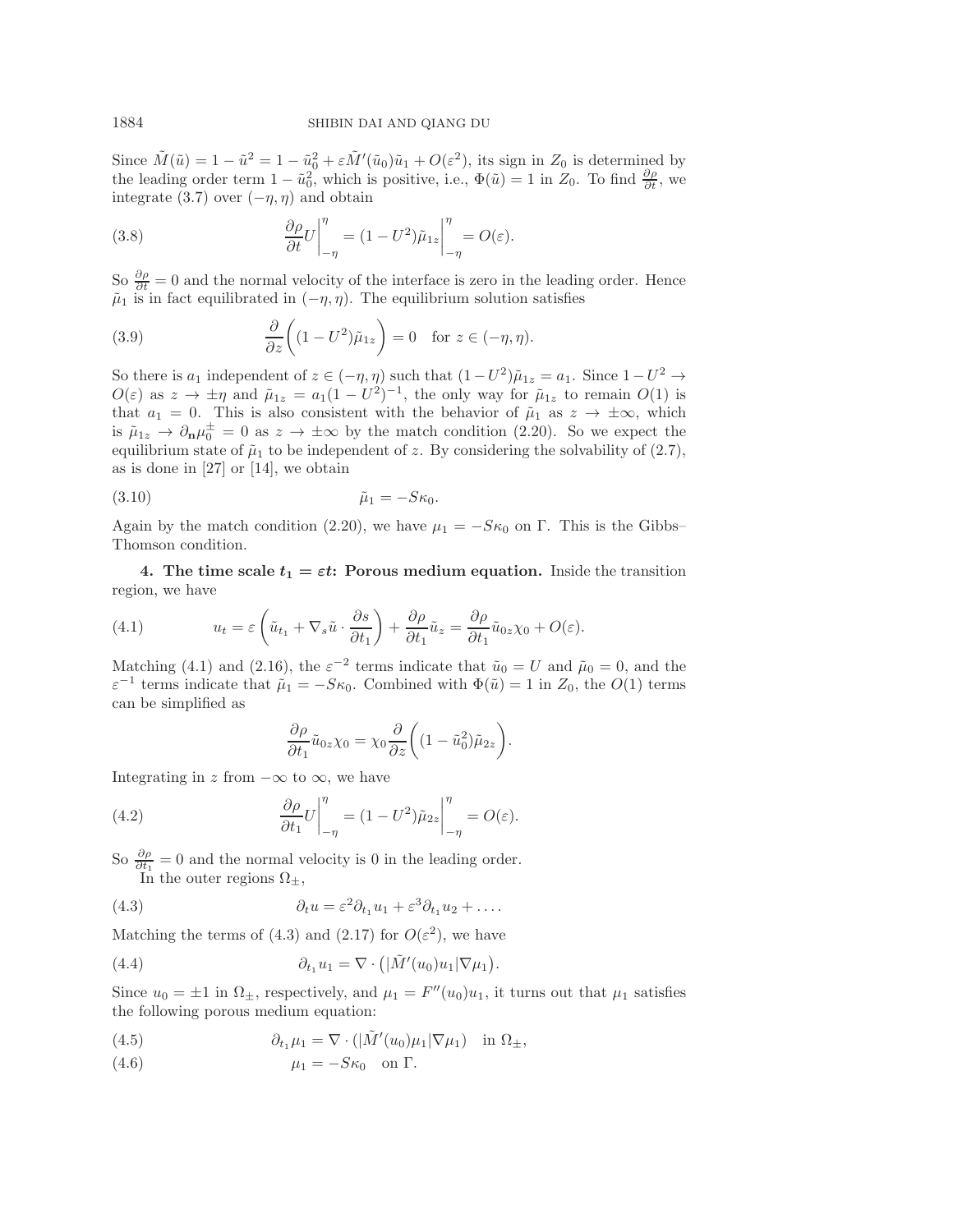Since $\tilde{M}(\tilde{u}) = 1 - \tilde{u}^2 = 1 - \tilde{u}_0^2 + \varepsilon\tilde{M}'(\tilde{u}_0)\tilde{u}_1 + O(\varepsilon^2)$, its sign in $Z_0$ is determined by the leading order term $1 - \tilde{u}_0^2$, which is positive, i.e., $\Phi(\tilde{u}) = 1$ in $Z_0$. To find $\frac{\partial \rho}{\partial t}$, we integrate (3.7) over $(-\eta, \eta)$ and obtain

$$\frac{\partial \rho}{\partial t} U \bigg|_{-\eta}^{\eta} = (1 - U^2)\tilde{\mu}_{1z}\bigg|_{-\eta}^{\eta} = O(\varepsilon). \tag{3.8}$$

So $\frac{\partial \rho}{\partial t} = 0$ and the normal velocity of the interface is zero in the leading order. Hence $\tilde{\mu}_1$ is in fact equilibrated in $(-\eta, \eta)$. The equilibrium solution satisfies

$$\frac{\partial}{\partial z}\bigg((1 - U^2)\tilde{\mu}_{1z}\bigg) = 0 \quad \text{for } z \in (-\eta, \eta). \tag{3.9}$$

So there is $a_1$ independent of $z \in (-\eta, \eta)$ such that $(1 - U^2)\tilde{\mu}_{1z} = a_1$. Since $1 - U^2 \to O(\varepsilon)$ as $z \to \pm\eta$ and $\tilde{\mu}_{1z} = a_1(1 - U^2)^{-1}$, the only way for $\tilde{\mu}_{1z}$ to remain $O(1)$ is that $a_1 = 0$. This is also consistent with the behavior of $\tilde{\mu}_1$ as $z \to \pm\infty$, which is $\tilde{\mu}_{1z} \to \partial_{\mathbf{n}}\mu_0^{\pm} = 0$ as $z \to \pm\infty$ by the match condition (2.20). So we expect the equilibrium state of $\tilde{\mu}_1$ to be independent of $z$. By considering the solvability of (2.7), as is done in [27] or [14], we obtain

$$\tilde{\mu}_1 = -S\kappa_0. \tag{3.10}$$

Again by the match condition (2.20), we have $\mu_1 = -S\kappa_0$ on $\Gamma$. This is the Gibbs–Thomson condition.

## 4. The time scale $t_1 = \varepsilon t$: Porous medium equation.

Inside the transition region, we have

$$u_t = \varepsilon\left(\tilde{u}_{t_1} + \nabla_s \tilde{u} \cdot \frac{\partial s}{\partial t_1}\right) + \frac{\partial \rho}{\partial t_1}\tilde{u}_z = \frac{\partial \rho}{\partial t_1}\tilde{u}_{0z}\chi_0 + O(\varepsilon). \tag{4.1}$$

Matching (4.1) and (2.16), the $\varepsilon^{-2}$ terms indicate that $\tilde{u}_0 = U$ and $\tilde{\mu}_0 = 0$, and the $\varepsilon^{-1}$ terms indicate that $\tilde{\mu}_1 = -S\kappa_0$. Combined with $\Phi(\tilde{u}) = 1$ in $Z_0$, the $O(1)$ terms can be simplified as

$$\frac{\partial \rho}{\partial t_1}\tilde{u}_{0z}\chi_0 = \chi_0 \frac{\partial}{\partial z}\bigg((1 - \tilde{u}_0^2)\tilde{\mu}_{2z}\bigg).$$

Integrating in $z$ from $-\infty$ to $\infty$, we have

$$\frac{\partial \rho}{\partial t_1} U \bigg|_{-\eta}^{\eta} = (1 - U^2)\tilde{\mu}_{2z}\bigg|_{-\eta}^{\eta} = O(\varepsilon). \tag{4.2}$$

So $\frac{\partial \rho}{\partial t_1} = 0$ and the normal velocity is 0 in the leading order.

In the outer regions $\Omega_\pm$,

$$\partial_t u = \varepsilon^2 \partial_{t_1} u_1 + \varepsilon^3 \partial_{t_1} u_2 + \dots. \tag{4.3}$$

Matching the terms of (4.3) and (2.17) for $O(\varepsilon^2)$, we have

$$\partial_{t_1} u_1 = \nabla \cdot \big(|\tilde{M}'(u_0)u_1|\nabla \mu_1\big). \tag{4.4}$$

Since $u_0 = \pm 1$ in $\Omega_\pm$, respectively, and $\mu_1 = F''(u_0)u_1$, it turns out that $\mu_1$ satisfies the following porous medium equation:

$$\partial_{t_1} \mu_1 = \nabla \cdot (|\tilde{M}'(u_0)\mu_1|\nabla \mu_1) \quad \text{in } \Omega_\pm, \tag{4.5}$$

$$\mu_1 = -S\kappa_0 \quad \text{on } \Gamma. \tag{4.6}$$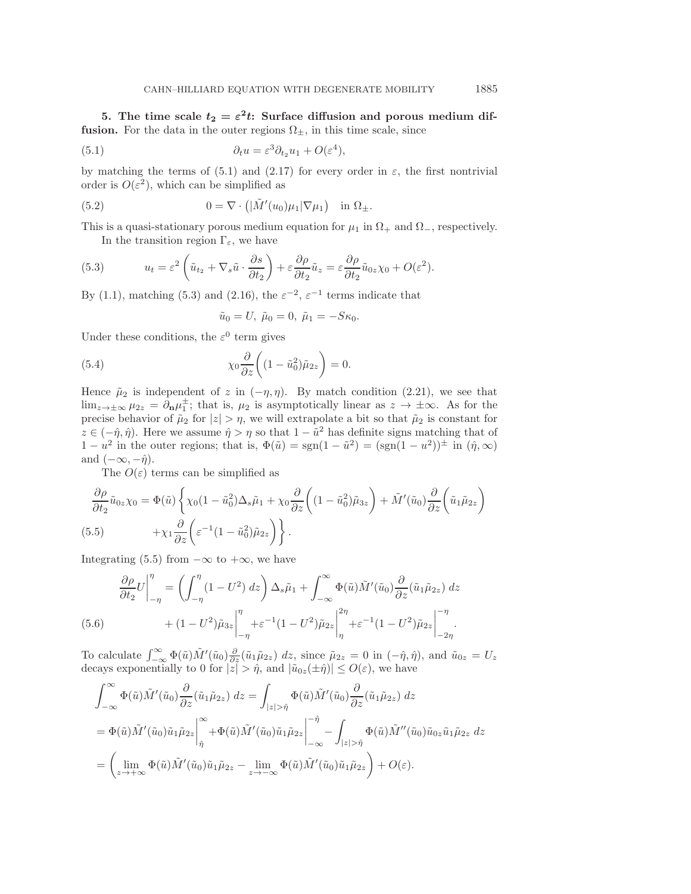## 5. The time scale $t_2 = \varepsilon^2 t$: Surface diffusion and porous medium diffusion.

For the data in the outer regions $\Omega_\pm$, in this time scale, since

$$\partial_t u = \varepsilon^3 \partial_{t_2} u_1 + O(\varepsilon^4), \tag{5.1}$$

by matching the terms of (5.1) and (2.17) for every order in $\varepsilon$, the first nontrivial order is $O(\varepsilon^2)$, which can be simplified as

$$0 = \nabla \cdot \left( |\tilde{M}'(u_0)\mu_1| \nabla \mu_1 \right) \quad \text{in } \Omega_\pm. \tag{5.2}$$

This is a quasi-stationary porous medium equation for $\mu_1$ in $\Omega_+$ and $\Omega_-$, respectively.

In the transition region $\Gamma_\varepsilon$, we have

$$u_t = \varepsilon^2 \left( \tilde{u}_{t_2} + \nabla_s \tilde{u} \cdot \frac{\partial s}{\partial t_2} \right) + \varepsilon \frac{\partial \rho}{\partial t_2} \tilde{u}_z = \varepsilon \frac{\partial \rho}{\partial t_2} \tilde{u}_{0z} \chi_0 + O(\varepsilon^2). \tag{5.3}$$

By (1.1), matching (5.3) and (2.16), the $\varepsilon^{-2}$, $\varepsilon^{-1}$ terms indicate that

$$\tilde{u}_0 = U, \; \tilde{\mu}_0 = 0, \; \tilde{\mu}_1 = -S\kappa_0.$$

Under these conditions, the $\varepsilon^0$ term gives

$$\chi_0 \frac{\partial}{\partial z} \left( (1 - \tilde{u}_0^2) \tilde{\mu}_{2z} \right) = 0. \tag{5.4}$$

Hence $\tilde{\mu}_2$ is independent of $z$ in $(-\eta, \eta)$. By match condition (2.21), we see that $\lim_{z \to \pm\infty} \mu_{2z} = \partial_{\mathbf{n}} \mu_1^\pm$; that is, $\mu_2$ is asymptotically linear as $z \to \pm\infty$. As for the precise behavior of $\tilde{\mu}_2$ for $|z| > \eta$, we will extrapolate a bit so that $\tilde{\mu}_2$ is constant for $z \in (-\hat{\eta}, \hat{\eta})$. Here we assume $\hat{\eta} > \eta$ so that $1 - \tilde{u}^2$ has definite signs matching that of $1 - u^2$ in the outer regions; that is, $\Phi(\tilde{u}) = \text{sgn}(1 - \tilde{u}^2) = (\text{sgn}(1 - u^2))^\pm$ in $(\hat{\eta}, \infty)$ and $(-\infty, -\hat{\eta})$.

The $O(\varepsilon)$ terms can be simplified as

$$\begin{aligned}
\frac{\partial \rho}{\partial t_2} \tilde{u}_{0z} \chi_0 = \Phi(\tilde{u}) \Bigg\{ & \chi_0 (1 - \tilde{u}_0^2) \Delta_s \tilde{\mu}_1 + \chi_0 \frac{\partial}{\partial z} \left( (1 - \tilde{u}_0^2) \tilde{\mu}_{3z} \right) + \tilde{M}'(\tilde{u}_0) \frac{\partial}{\partial z} \left( \tilde{u}_1 \tilde{\mu}_{2z} \right) \\
& + \chi_1 \frac{\partial}{\partial z} \left( \varepsilon^{-1} (1 - \tilde{u}_0^2) \tilde{\mu}_{2z} \right) \Bigg\}.
\end{aligned} \tag{5.5}$$

Integrating (5.5) from $-\infty$ to $+\infty$, we have

$$\begin{aligned}
\frac{\partial \rho}{\partial t_2} U \Big|_{-\eta}^{\eta} = & \left( \int_{-\eta}^{\eta} (1 - U^2) \, dz \right) \Delta_s \tilde{\mu}_1 + \int_{-\infty}^{\infty} \Phi(\tilde{u}) \tilde{M}'(\tilde{u}_0) \frac{\partial}{\partial z} (\tilde{u}_1 \tilde{\mu}_{2z}) \, dz \\
& + (1 - U^2) \tilde{\mu}_{3z} \Big|_{-\eta}^{\eta} + \varepsilon^{-1} (1 - U^2) \tilde{\mu}_{2z} \Big|_{\eta}^{2\eta} + \varepsilon^{-1} (1 - U^2) \tilde{\mu}_{2z} \Big|_{-2\eta}^{-\eta}.
\end{aligned} \tag{5.6}$$

To calculate $\int_{-\infty}^{\infty} \Phi(\tilde{u}) \tilde{M}'(\tilde{u}_0) \frac{\partial}{\partial z} (\tilde{u}_1 \tilde{\mu}_{2z}) \, dz$, since $\tilde{\mu}_{2z} = 0$ in $(-\hat{\eta}, \hat{\eta})$, and $\tilde{u}_{0z} = U_z$ decays exponentially to 0 for $|z| > \hat{\eta}$, and $|\tilde{u}_{0z}(\pm\hat{\eta})| \leq O(\varepsilon)$, we have

$$\begin{aligned}
& \int_{-\infty}^{\infty} \Phi(\tilde{u}) \tilde{M}'(\tilde{u}_0) \frac{\partial}{\partial z} (\tilde{u}_1 \tilde{\mu}_{2z}) \, dz = \int_{|z| > \hat{\eta}} \Phi(\tilde{u}) \tilde{M}'(\tilde{u}_0) \frac{\partial}{\partial z} (\tilde{u}_1 \tilde{\mu}_{2z}) \, dz \\
& = \Phi(\tilde{u}) \tilde{M}'(\tilde{u}_0) \tilde{u}_1 \tilde{\mu}_{2z} \Big|_{\hat{\eta}}^{\infty} + \Phi(\tilde{u}) \tilde{M}'(\tilde{u}_0) \tilde{u}_1 \tilde{\mu}_{2z} \Big|_{-\infty}^{-\hat{\eta}} - \int_{|z| > \hat{\eta}} \Phi(\tilde{u}) \tilde{M}''(\tilde{u}_0) \tilde{u}_{0z} \tilde{u}_1 \tilde{\mu}_{2z} \, dz \\
& = \left( \lim_{z \to +\infty} \Phi(\tilde{u}) \tilde{M}'(\tilde{u}_0) \tilde{u}_1 \tilde{\mu}_{2z} - \lim_{z \to -\infty} \Phi(\tilde{u}) \tilde{M}'(\tilde{u}_0) \tilde{u}_1 \tilde{\mu}_{2z} \right) + O(\varepsilon).
\end{aligned}$$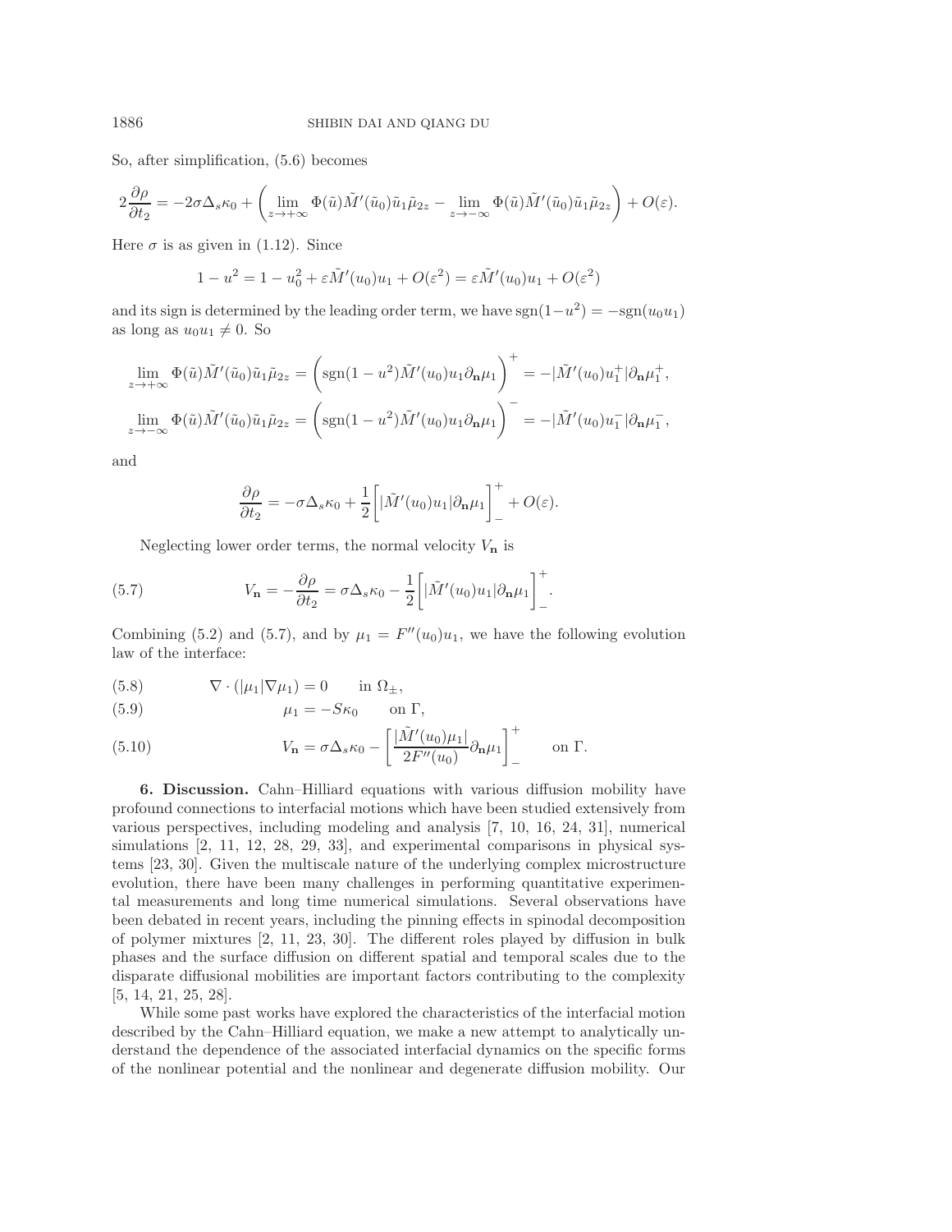So, after simplification, (5.6) becomes

$$2\frac{\partial \rho}{\partial t_2} = -2\sigma \Delta_s \kappa_0 + \left( \lim_{z\to+\infty} \Phi(\tilde{u})\tilde{M}'(\tilde{u}_0)\tilde{u}_1\tilde{\mu}_{2z} - \lim_{z\to-\infty} \Phi(\tilde{u})\tilde{M}'(\tilde{u}_0)\tilde{u}_1\tilde{\mu}_{2z} \right) + O(\varepsilon).$$

Here $\sigma$ is as given in (1.12). Since

$$1 - u^2 = 1 - u_0^2 + \varepsilon \tilde{M}'(u_0)u_1 + O(\varepsilon^2) = \varepsilon \tilde{M}'(u_0)u_1 + O(\varepsilon^2)$$

and its sign is determined by the leading order term, we have $\operatorname{sgn}(1-u^2) = -\operatorname{sgn}(u_0u_1)$ as long as $u_0u_1 \neq 0$. So

$$\lim_{z\to+\infty} \Phi(\tilde{u})\tilde{M}'(\tilde{u}_0)\tilde{u}_1\tilde{\mu}_{2z} = \left( \operatorname{sgn}(1-u^2)\tilde{M}'(u_0)u_1\partial_{\mathbf{n}}\mu_1 \right)^+ = -|\tilde{M}'(u_0)u_1^+|\partial_{\mathbf{n}}\mu_1^+,$$

$$\lim_{z\to-\infty} \Phi(\tilde{u})\tilde{M}'(\tilde{u}_0)\tilde{u}_1\tilde{\mu}_{2z} = \left( \operatorname{sgn}(1-u^2)\tilde{M}'(u_0)u_1\partial_{\mathbf{n}}\mu_1 \right)^- = -|\tilde{M}'(u_0)u_1^-|\partial_{\mathbf{n}}\mu_1^-,$$

and

$$\frac{\partial \rho}{\partial t_2} = -\sigma \Delta_s \kappa_0 + \frac{1}{2}\Big[ |\tilde{M}'(u_0)u_1|\partial_{\mathbf{n}}\mu_1 \Big]_-^+ + O(\varepsilon).$$

Neglecting lower order terms, the normal velocity $V_{\mathbf{n}}$ is

$$V_{\mathbf{n}} = -\frac{\partial \rho}{\partial t_2} = \sigma \Delta_s \kappa_0 - \frac{1}{2}\Big[ |\tilde{M}'(u_0)u_1|\partial_{\mathbf{n}}\mu_1 \Big]_-^+. \tag{5.7}$$

Combining (5.2) and (5.7), and by $\mu_1 = F''(u_0)u_1$, we have the following evolution law of the interface:

$$\nabla \cdot (|\mu_1|\nabla \mu_1) = 0 \qquad \text{in } \Omega_\pm, \tag{5.8}$$

$$\mu_1 = -S\kappa_0 \qquad \text{on } \Gamma, \tag{5.9}$$

$$V_{\mathbf{n}} = \sigma \Delta_s \kappa_0 - \left[ \frac{|\tilde{M}'(u_0)\mu_1|}{2F''(u_0)}\partial_{\mathbf{n}}\mu_1 \right]_-^+ \qquad \text{on } \Gamma. \tag{5.10}$$

**6. Discussion.** Cahn–Hilliard equations with various diffusion mobility have profound connections to interfacial motions which have been studied extensively from various perspectives, including modeling and analysis [7, 10, 16, 24, 31], numerical simulations [2, 11, 12, 28, 29, 33], and experimental comparisons in physical systems [23, 30]. Given the multiscale nature of the underlying complex microstructure evolution, there have been many challenges in performing quantitative experimental measurements and long time numerical simulations. Several observations have been debated in recent years, including the pinning effects in spinodal decomposition of polymer mixtures [2, 11, 23, 30]. The different roles played by diffusion in bulk phases and the surface diffusion on different spatial and temporal scales due to the disparate diffusional mobilities are important factors contributing to the complexity [5, 14, 21, 25, 28].

While some past works have explored the characteristics of the interfacial motion described by the Cahn–Hilliard equation, we make a new attempt to analytically understand the dependence of the associated interfacial dynamics on the specific forms of the nonlinear potential and the nonlinear and degenerate diffusion mobility. Our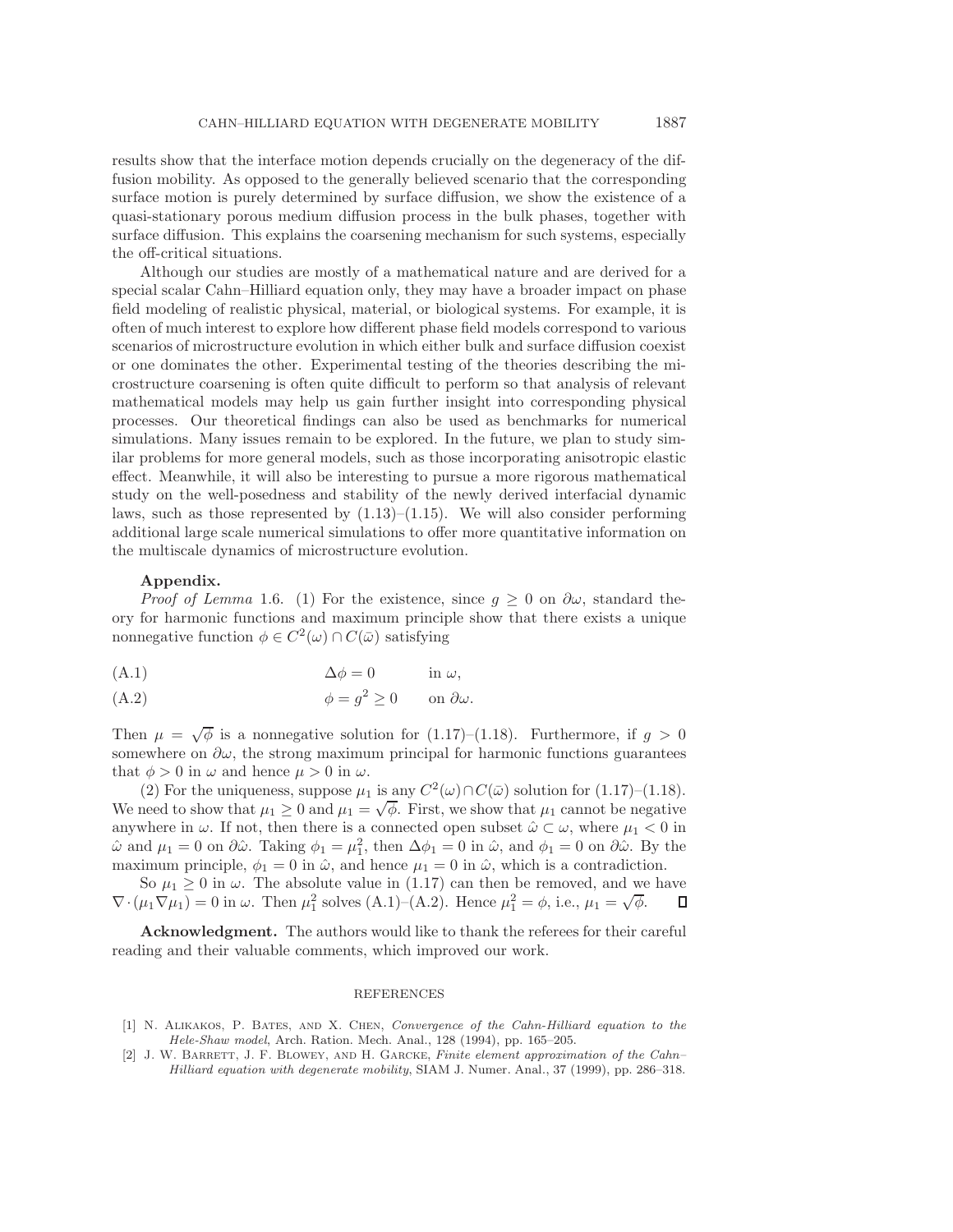results show that the interface motion depends crucially on the degeneracy of the diffusion mobility. As opposed to the generally believed scenario that the corresponding surface motion is purely determined by surface diffusion, we show the existence of a quasi-stationary porous medium diffusion process in the bulk phases, together with surface diffusion. This explains the coarsening mechanism for such systems, especially the off-critical situations.

Although our studies are mostly of a mathematical nature and are derived for a special scalar Cahn–Hilliard equation only, they may have a broader impact on phase field modeling of realistic physical, material, or biological systems. For example, it is often of much interest to explore how different phase field models correspond to various scenarios of microstructure evolution in which either bulk and surface diffusion coexist or one dominates the other. Experimental testing of the theories describing the microstructure coarsening is often quite difficult to perform so that analysis of relevant mathematical models may help us gain further insight into corresponding physical processes. Our theoretical findings can also be used as benchmarks for numerical simulations. Many issues remain to be explored. In the future, we plan to study similar problems for more general models, such as those incorporating anisotropic elastic effect. Meanwhile, it will also be interesting to pursue a more rigorous mathematical study on the well-posedness and stability of the newly derived interfacial dynamic laws, such as those represented by (1.13)–(1.15). We will also consider performing additional large scale numerical simulations to offer more quantitative information on the multiscale dynamics of microstructure evolution.

**Appendix.**

*Proof of Lemma* 1.6. (1) For the existence, since $g \geq 0$ on $\partial\omega$, standard theory for harmonic functions and maximum principle show that there exists a unique nonnegative function $\phi \in C^2(\omega) \cap C(\bar{\omega})$ satisfying

$$\Delta\phi = 0 \qquad \text{in } \omega, \tag{A.1}$$

$$\phi = g^2 \geq 0 \qquad \text{on } \partial\omega. \tag{A.2}$$

Then $\mu = \sqrt{\phi}$ is a nonnegative solution for (1.17)–(1.18). Furthermore, if $g > 0$ somewhere on $\partial\omega$, the strong maximum principal for harmonic functions guarantees that $\phi > 0$ in $\omega$ and hence $\mu > 0$ in $\omega$.

(2) For the uniqueness, suppose $\mu_1$ is any $C^2(\omega) \cap C(\bar{\omega})$ solution for (1.17)–(1.18). We need to show that $\mu_1 \geq 0$ and $\mu_1 = \sqrt{\phi}$. First, we show that $\mu_1$ cannot be negative anywhere in $\omega$. If not, then there is a connected open subset $\hat{\omega} \subset \omega$, where $\mu_1 < 0$ in $\hat{\omega}$ and $\mu_1 = 0$ on $\partial\hat{\omega}$. Taking $\phi_1 = \mu_1^2$, then $\Delta\phi_1 = 0$ in $\hat{\omega}$, and $\phi_1 = 0$ on $\partial\hat{\omega}$. By the maximum principle, $\phi_1 = 0$ in $\hat{\omega}$, and hence $\mu_1 = 0$ in $\hat{\omega}$, which is a contradiction.

So $\mu_1 \geq 0$ in $\omega$. The absolute value in (1.17) can then be removed, and we have $\nabla \cdot (\mu_1 \nabla \mu_1) = 0$ in $\omega$. Then $\mu_1^2$ solves (A.1)–(A.2). Hence $\mu_1^2 = \phi$, i.e., $\mu_1 = \sqrt{\phi}$. ∎

**Acknowledgment.** The authors would like to thank the referees for their careful reading and their valuable comments, which improved our work.

## REFERENCES

[1] N. Alikakos, P. Bates, and X. Chen, *Convergence of the Cahn-Hilliard equation to the Hele-Shaw model*, Arch. Ration. Mech. Anal., 128 (1994), pp. 165–205.

[2] J. W. Barrett, J. F. Blowey, and H. Garcke, *Finite element approximation of the Cahn–Hilliard equation with degenerate mobility*, SIAM J. Numer. Anal., 37 (1999), pp. 286–318.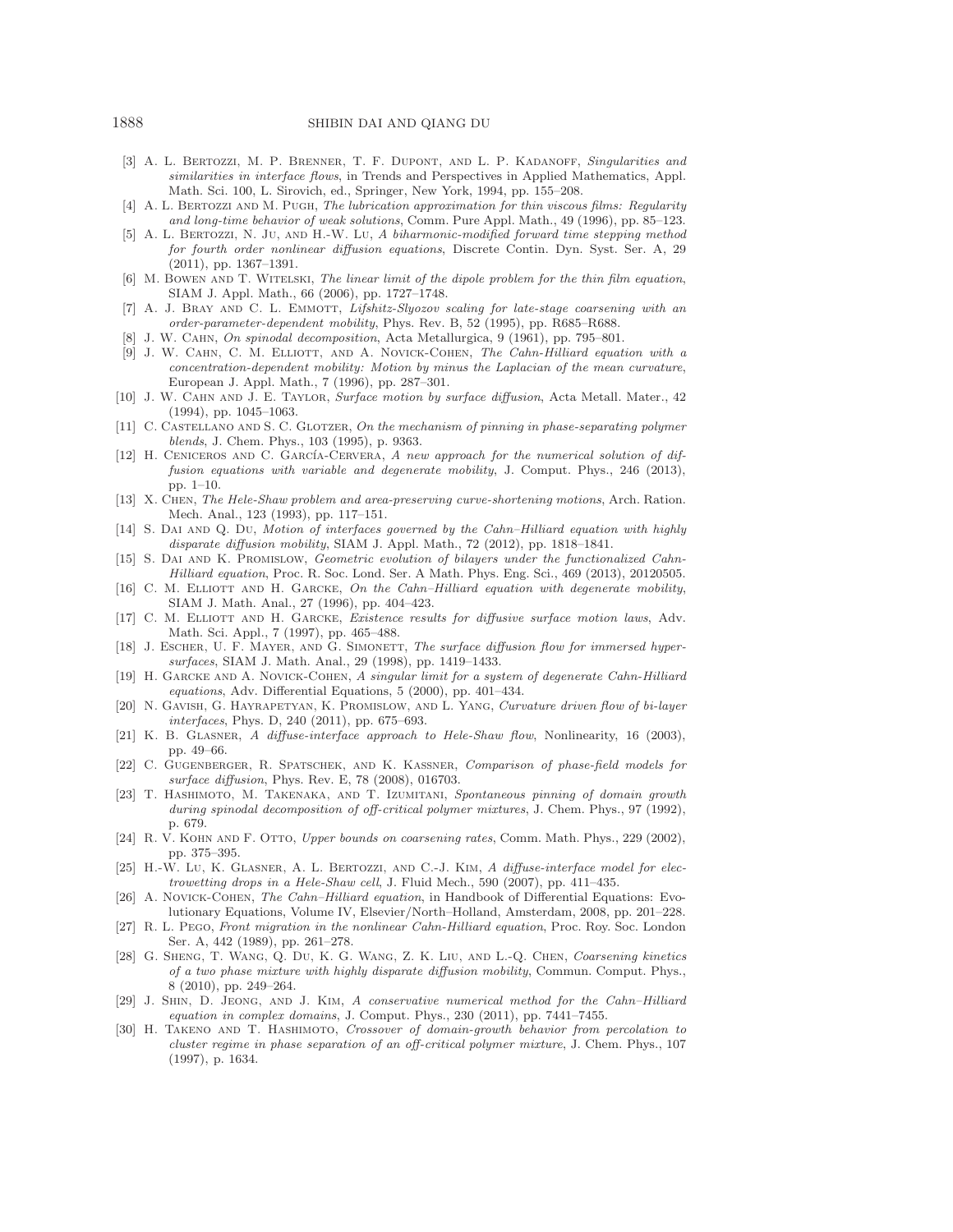- [3] A. L. Bertozzi, M. P. Brenner, T. F. Dupont, and L. P. Kadanoff, *Singularities and similarities in interface flows*, in Trends and Perspectives in Applied Mathematics, Appl. Math. Sci. 100, L. Sirovich, ed., Springer, New York, 1994, pp. 155–208.
- [4] A. L. Bertozzi and M. Pugh, *The lubrication approximation for thin viscous films: Regularity and long-time behavior of weak solutions*, Comm. Pure Appl. Math., 49 (1996), pp. 85–123.
- [5] A. L. Bertozzi, N. Ju, and H.-W. Lu, *A biharmonic-modified forward time stepping method for fourth order nonlinear diffusion equations*, Discrete Contin. Dyn. Syst. Ser. A, 29 (2011), pp. 1367–1391.
- [6] M. Bowen and T. Witelski, *The linear limit of the dipole problem for the thin film equation*, SIAM J. Appl. Math., 66 (2006), pp. 1727–1748.
- [7] A. J. Bray and C. L. Emmott, *Lifshitz-Slyozov scaling for late-stage coarsening with an order-parameter-dependent mobility*, Phys. Rev. B, 52 (1995), pp. R685–R688.
- [8] J. W. Cahn, *On spinodal decomposition*, Acta Metallurgica, 9 (1961), pp. 795–801.
- [9] J. W. Cahn, C. M. Elliott, and A. Novick-Cohen, *The Cahn-Hilliard equation with a concentration-dependent mobility: Motion by minus the Laplacian of the mean curvature*, European J. Appl. Math., 7 (1996), pp. 287–301.
- [10] J. W. Cahn and J. E. Taylor, *Surface motion by surface diffusion*, Acta Metall. Mater., 42 (1994), pp. 1045–1063.
- [11] C. Castellano and S. C. Glotzer, *On the mechanism of pinning in phase-separating polymer blends*, J. Chem. Phys., 103 (1995), p. 9363.
- [12] H. Ceniceros and C. García-Cervera, *A new approach for the numerical solution of diffusion equations with variable and degenerate mobility*, J. Comput. Phys., 246 (2013), pp. 1–10.
- [13] X. Chen, *The Hele-Shaw problem and area-preserving curve-shortening motions*, Arch. Ration. Mech. Anal., 123 (1993), pp. 117–151.
- [14] S. Dai and Q. Du, *Motion of interfaces governed by the Cahn–Hilliard equation with highly disparate diffusion mobility*, SIAM J. Appl. Math., 72 (2012), pp. 1818–1841.
- [15] S. Dai and K. Promislow, *Geometric evolution of bilayers under the functionalized Cahn-Hilliard equation*, Proc. R. Soc. Lond. Ser. A Math. Phys. Eng. Sci., 469 (2013), 20120505.
- [16] C. M. Elliott and H. Garcke, *On the Cahn–Hilliard equation with degenerate mobility*, SIAM J. Math. Anal., 27 (1996), pp. 404–423.
- [17] C. M. Elliott and H. Garcke, *Existence results for diffusive surface motion laws*, Adv. Math. Sci. Appl., 7 (1997), pp. 465–488.
- [18] J. Escher, U. F. Mayer, and G. Simonett, *The surface diffusion flow for immersed hypersurfaces*, SIAM J. Math. Anal., 29 (1998), pp. 1419–1433.
- [19] H. Garcke and A. Novick-Cohen, *A singular limit for a system of degenerate Cahn-Hilliard equations*, Adv. Differential Equations, 5 (2000), pp. 401–434.
- [20] N. Gavish, G. Hayrapetyan, K. Promislow, and L. Yang, *Curvature driven flow of bi-layer interfaces*, Phys. D, 240 (2011), pp. 675–693.
- [21] K. B. Glasner, *A diffuse-interface approach to Hele-Shaw flow*, Nonlinearity, 16 (2003), pp. 49–66.
- [22] C. Gugenberger, R. Spatschek, and K. Kassner, *Comparison of phase-field models for surface diffusion*, Phys. Rev. E, 78 (2008), 016703.
- [23] T. Hashimoto, M. Takenaka, and T. Izumitani, *Spontaneous pinning of domain growth during spinodal decomposition of off-critical polymer mixtures*, J. Chem. Phys., 97 (1992), p. 679.
- [24] R. V. Kohn and F. Otto, *Upper bounds on coarsening rates*, Comm. Math. Phys., 229 (2002), pp. 375–395.
- [25] H.-W. Lu, K. Glasner, A. L. Bertozzi, and C.-J. Kim, *A diffuse-interface model for electrowetting drops in a Hele-Shaw cell*, J. Fluid Mech., 590 (2007), pp. 411–435.
- [26] A. Novick-Cohen, *The Cahn–Hilliard equation*, in Handbook of Differential Equations: Evolutionary Equations, Volume IV, Elsevier/North–Holland, Amsterdam, 2008, pp. 201–228.
- [27] R. L. Pego, *Front migration in the nonlinear Cahn-Hilliard equation*, Proc. Roy. Soc. London Ser. A, 442 (1989), pp. 261–278.
- [28] G. Sheng, T. Wang, Q. Du, K. G. Wang, Z. K. Liu, and L.-Q. Chen, *Coarsening kinetics of a two phase mixture with highly disparate diffusion mobility*, Commun. Comput. Phys., 8 (2010), pp. 249–264.
- [29] J. Shin, D. Jeong, and J. Kim, *A conservative numerical method for the Cahn–Hilliard equation in complex domains*, J. Comput. Phys., 230 (2011), pp. 7441–7455.
- [30] H. Takeno and T. Hashimoto, *Crossover of domain-growth behavior from percolation to cluster regime in phase separation of an off-critical polymer mixture*, J. Chem. Phys., 107 (1997), p. 1634.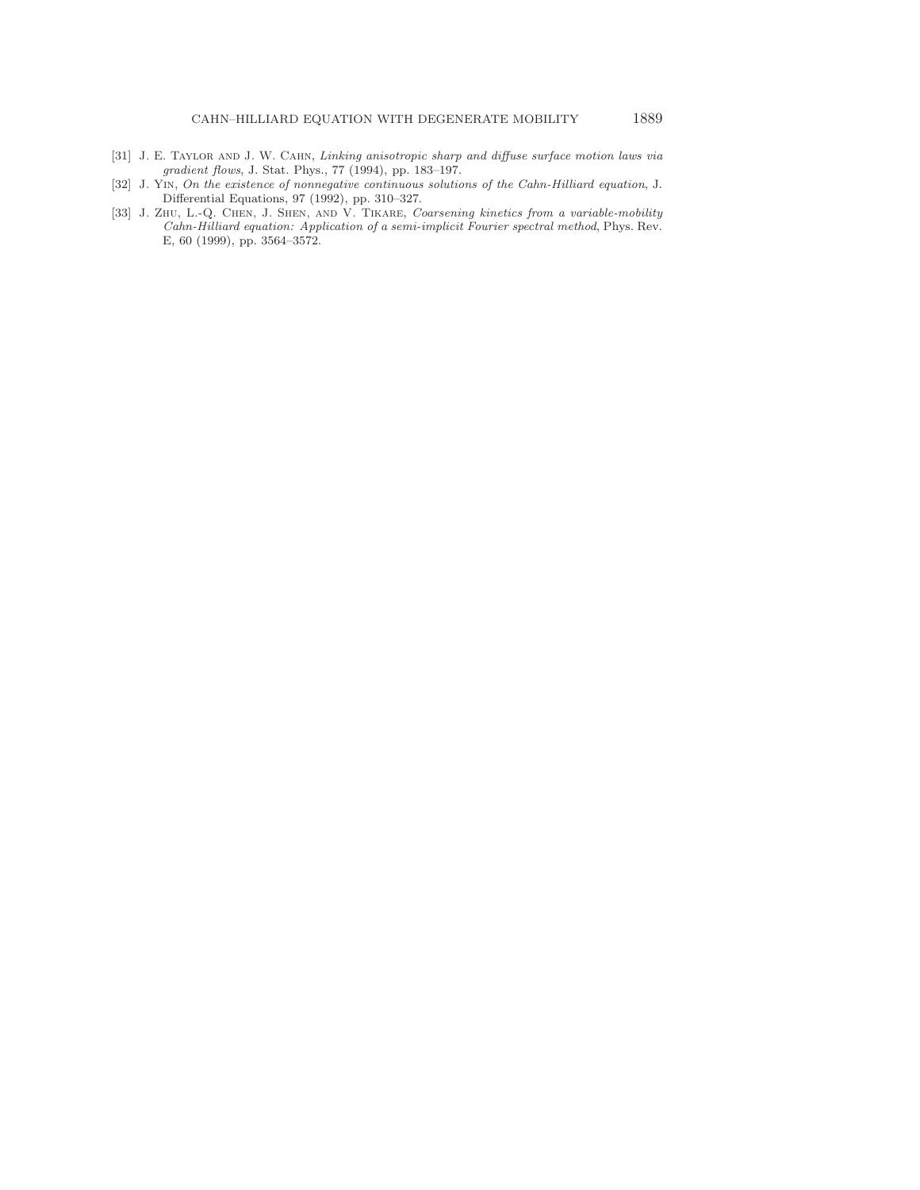[31] J. E. Taylor and J. W. Cahn, *Linking anisotropic sharp and diffuse surface motion laws via gradient flows*, J. Stat. Phys., 77 (1994), pp. 183–197.

[32] J. Yin, *On the existence of nonnegative continuous solutions of the Cahn-Hilliard equation*, J. Differential Equations, 97 (1992), pp. 310–327.

[33] J. Zhu, L.-Q. Chen, J. Shen, and V. Tikare, *Coarsening kinetics from a variable-mobility Cahn-Hilliard equation: Application of a semi-implicit Fourier spectral method*, Phys. Rev. E, 60 (1999), pp. 3564–3572.